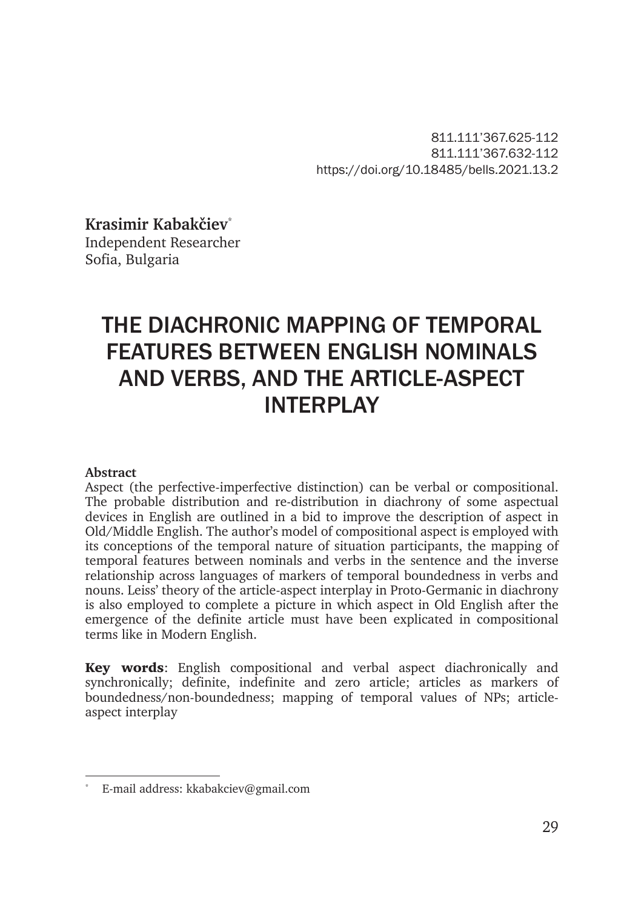811.111'367.625-112
811.111'367.632-112
https://doi.org/10.18485/bells.2021.13.2

**Krasimir Kabakčiev**[*]
Independent Researcher
Sofia, Bulgaria

# THE DIACHRONIC MAPPING OF TEMPORAL FEATURES BETWEEN ENGLISH NOMINALS AND VERBS, AND THE ARTICLE-ASPECT INTERPLAY

**Abstract**

Aspect (the perfective-imperfective distinction) can be verbal or compositional. The probable distribution and re-distribution in diachrony of some aspectual devices in English are outlined in a bid to improve the description of aspect in Old/Middle English. The author's model of compositional aspect is employed with its conceptions of the temporal nature of situation participants, the mapping of temporal features between nominals and verbs in the sentence and the inverse relationship across languages of markers of temporal boundedness in verbs and nouns. Leiss' theory of the article-aspect interplay in Proto-Germanic in diachrony is also employed to complete a picture in which aspect in Old English after the emergence of the definite article must have been explicated in compositional terms like in Modern English.

**Key words**: English compositional and verbal aspect diachronically and synchronically; definite, indefinite and zero article; articles as markers of boundedness/non-boundedness; mapping of temporal values of NPs; article-aspect interplay

---

[*] E-mail address: kkabakciev@gmail.com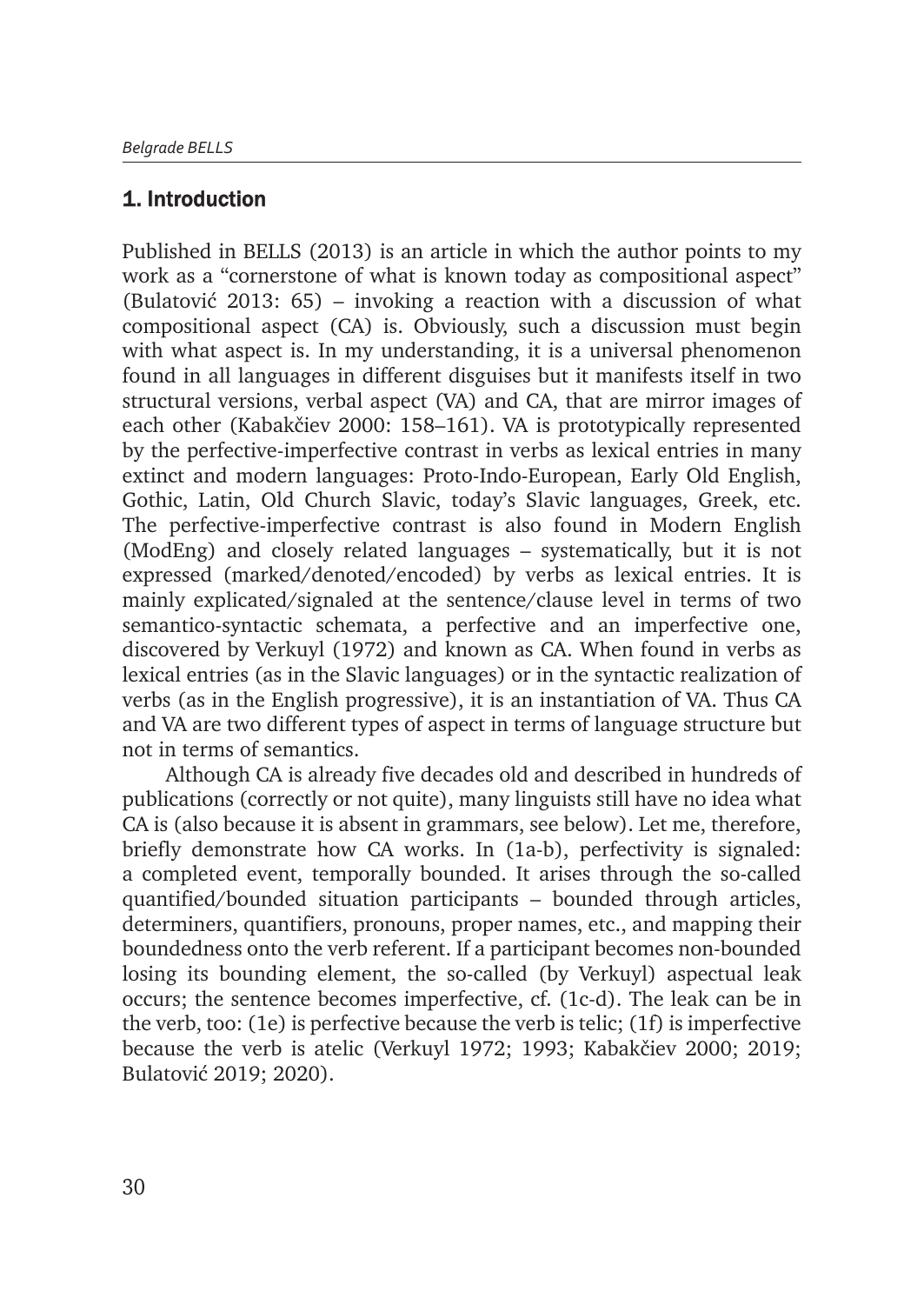## 1. Introduction

Published in BELLS (2013) is an article in which the author points to my work as a "cornerstone of what is known today as compositional aspect" (Bulatović 2013: 65) – invoking a reaction with a discussion of what compositional aspect (CA) is. Obviously, such a discussion must begin with what aspect is. In my understanding, it is a universal phenomenon found in all languages in different disguises but it manifests itself in two structural versions, verbal aspect (VA) and CA, that are mirror images of each other (Kabakčiev 2000: 158–161). VA is prototypically represented by the perfective-imperfective contrast in verbs as lexical entries in many extinct and modern languages: Proto-Indo-European, Early Old English, Gothic, Latin, Old Church Slavic, today's Slavic languages, Greek, etc. The perfective-imperfective contrast is also found in Modern English (ModEng) and closely related languages – systematically, but it is not expressed (marked/denoted/encoded) by verbs as lexical entries. It is mainly explicated/signaled at the sentence/clause level in terms of two semantico-syntactic schemata, a perfective and an imperfective one, discovered by Verkuyl (1972) and known as CA. When found in verbs as lexical entries (as in the Slavic languages) or in the syntactic realization of verbs (as in the English progressive), it is an instantiation of VA. Thus CA and VA are two different types of aspect in terms of language structure but not in terms of semantics.

Although CA is already five decades old and described in hundreds of publications (correctly or not quite), many linguists still have no idea what CA is (also because it is absent in grammars, see below). Let me, therefore, briefly demonstrate how CA works. In (1a-b), perfectivity is signaled: a completed event, temporally bounded. It arises through the so-called quantified/bounded situation participants – bounded through articles, determiners, quantifiers, pronouns, proper names, etc., and mapping their boundedness onto the verb referent. If a participant becomes non-bounded losing its bounding element, the so-called (by Verkuyl) aspectual leak occurs; the sentence becomes imperfective, cf. (1c-d). The leak can be in the verb, too: (1e) is perfective because the verb is telic; (1f) is imperfective because the verb is atelic (Verkuyl 1972; 1993; Kabakčiev 2000; 2019; Bulatović 2019; 2020).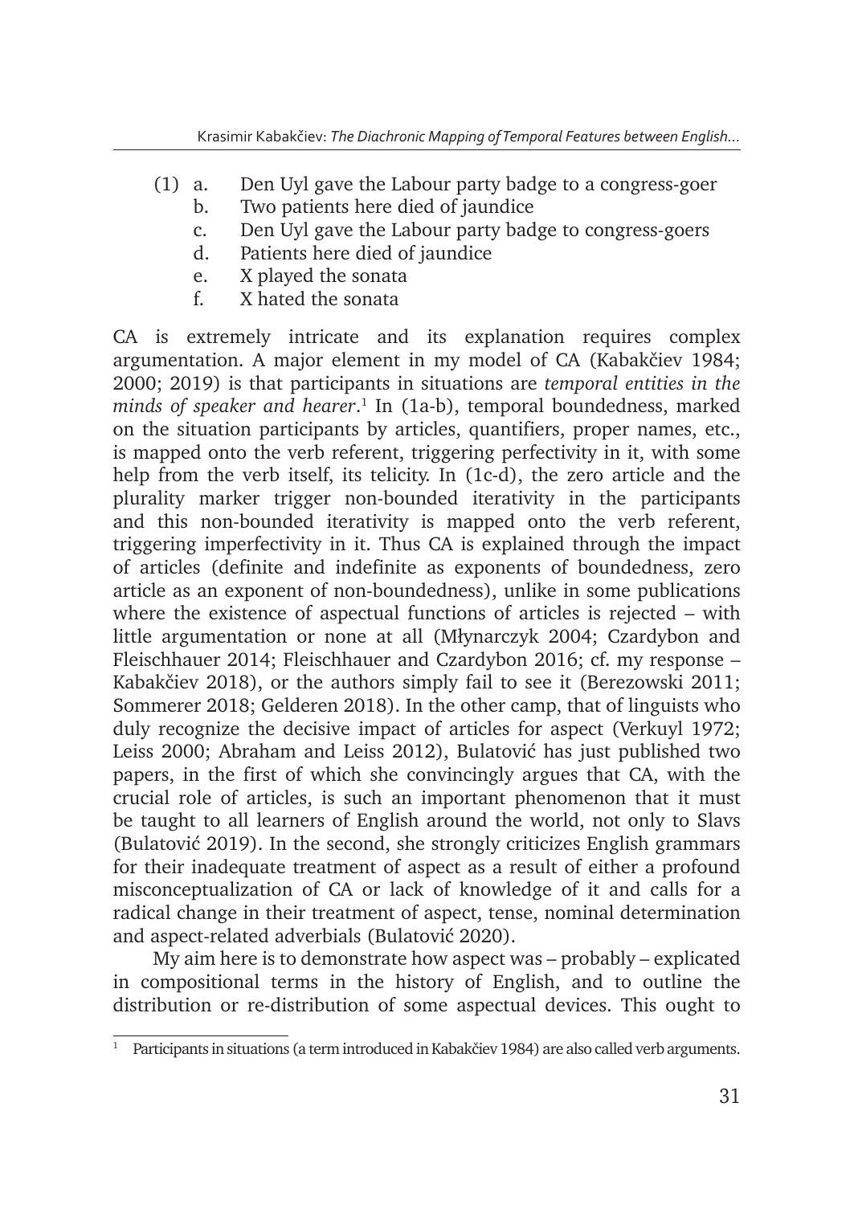(1) a. Den Uyl gave the Labour party badge to a congress-goer
    b. Two patients here died of jaundice
    c. Den Uyl gave the Labour party badge to congress-goers
    d. Patients here died of jaundice
    e. X played the sonata
    f. X hated the sonata

CA is extremely intricate and its explanation requires complex argumentation. A major element in my model of CA (Kabakčiev 1984; 2000; 2019) is that participants in situations are *temporal entities in the minds of speaker and hearer*.[1] In (1a-b), temporal boundedness, marked on the situation participants by articles, quantifiers, proper names, etc., is mapped onto the verb referent, triggering perfectivity in it, with some help from the verb itself, its telicity. In (1c-d), the zero article and the plurality marker trigger non-bounded iterativity in the participants and this non-bounded iterativity is mapped onto the verb referent, triggering imperfectivity in it. Thus CA is explained through the impact of articles (definite and indefinite as exponents of boundedness, zero article as an exponent of non-boundedness), unlike in some publications where the existence of aspectual functions of articles is rejected – with little argumentation or none at all (Młynarczyk 2004; Czardybon and Fleischhauer 2014; Fleischhauer and Czardybon 2016; cf. my response – Kabakčiev 2018), or the authors simply fail to see it (Berezowski 2011; Sommerer 2018; Gelderen 2018). In the other camp, that of linguists who duly recognize the decisive impact of articles for aspect (Verkuyl 1972; Leiss 2000; Abraham and Leiss 2012), Bulatović has just published two papers, in the first of which she convincingly argues that CA, with the crucial role of articles, is such an important phenomenon that it must be taught to all learners of English around the world, not only to Slavs (Bulatović 2019). In the second, she strongly criticizes English grammars for their inadequate treatment of aspect as a result of either a profound misconceptualization of CA or lack of knowledge of it and calls for a radical change in their treatment of aspect, tense, nominal determination and aspect-related adverbials (Bulatović 2020).

My aim here is to demonstrate how aspect was – probably – explicated in compositional terms in the history of English, and to outline the distribution or re-distribution of some aspectual devices. This ought to

[1] Participants in situations (a term introduced in Kabakčiev 1984) are also called verb arguments.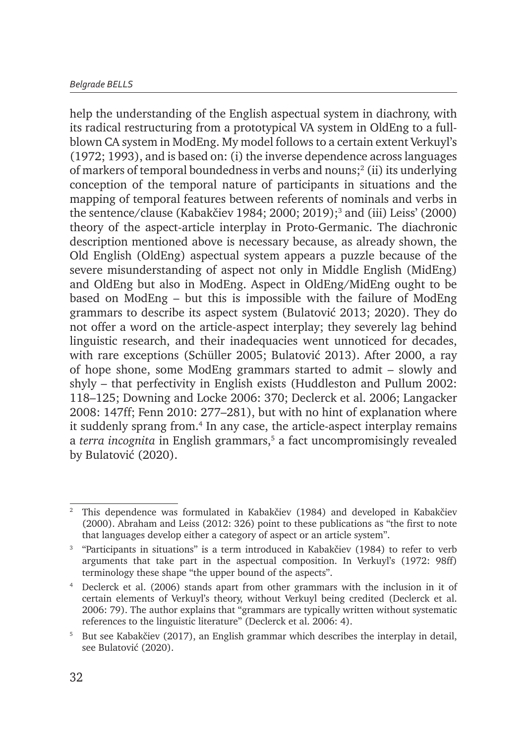help the understanding of the English aspectual system in diachrony, with its radical restructuring from a prototypical VA system in OldEng to a full-blown CA system in ModEng. My model follows to a certain extent Verkuyl's (1972; 1993), and is based on: (i) the inverse dependence across languages of markers of temporal boundedness in verbs and nouns;[2] (ii) its underlying conception of the temporal nature of participants in situations and the mapping of temporal features between referents of nominals and verbs in the sentence/clause (Kabakčiev 1984; 2000; 2019);[3] and (iii) Leiss' (2000) theory of the aspect-article interplay in Proto-Germanic. The diachronic description mentioned above is necessary because, as already shown, the Old English (OldEng) aspectual system appears a puzzle because of the severe misunderstanding of aspect not only in Middle English (MidEng) and OldEng but also in ModEng. Aspect in OldEng/MidEng ought to be based on ModEng – but this is impossible with the failure of ModEng grammars to describe its aspect system (Bulatović 2013; 2020). They do not offer a word on the article-aspect interplay; they severely lag behind linguistic research, and their inadequacies went unnoticed for decades, with rare exceptions (Schüller 2005; Bulatović 2013). After 2000, a ray of hope shone, some ModEng grammars started to admit – slowly and shyly – that perfectivity in English exists (Huddleston and Pullum 2002: 118–125; Downing and Locke 2006: 370; Declerck et al. 2006; Langacker 2008: 147ff; Fenn 2010: 277–281), but with no hint of explanation where it suddenly sprang from.[4] In any case, the article-aspect interplay remains a *terra incognita* in English grammars,[5] a fact uncompromisingly revealed by Bulatović (2020).

---

[2] This dependence was formulated in Kabakčiev (1984) and developed in Kabakčiev (2000). Abraham and Leiss (2012: 326) point to these publications as "the first to note that languages develop either a category of aspect or an article system".

[3] "Participants in situations" is a term introduced in Kabakčiev (1984) to refer to verb arguments that take part in the aspectual composition. In Verkuyl's (1972: 98ff) terminology these shape "the upper bound of the aspects".

[4] Declerck et al. (2006) stands apart from other grammars with the inclusion in it of certain elements of Verkuyl's theory, without Verkuyl being credited (Declerck et al. 2006: 79). The author explains that "grammars are typically written without systematic references to the linguistic literature" (Declerck et al. 2006: 4).

[5] But see Kabakčiev (2017), an English grammar which describes the interplay in detail, see Bulatović (2020).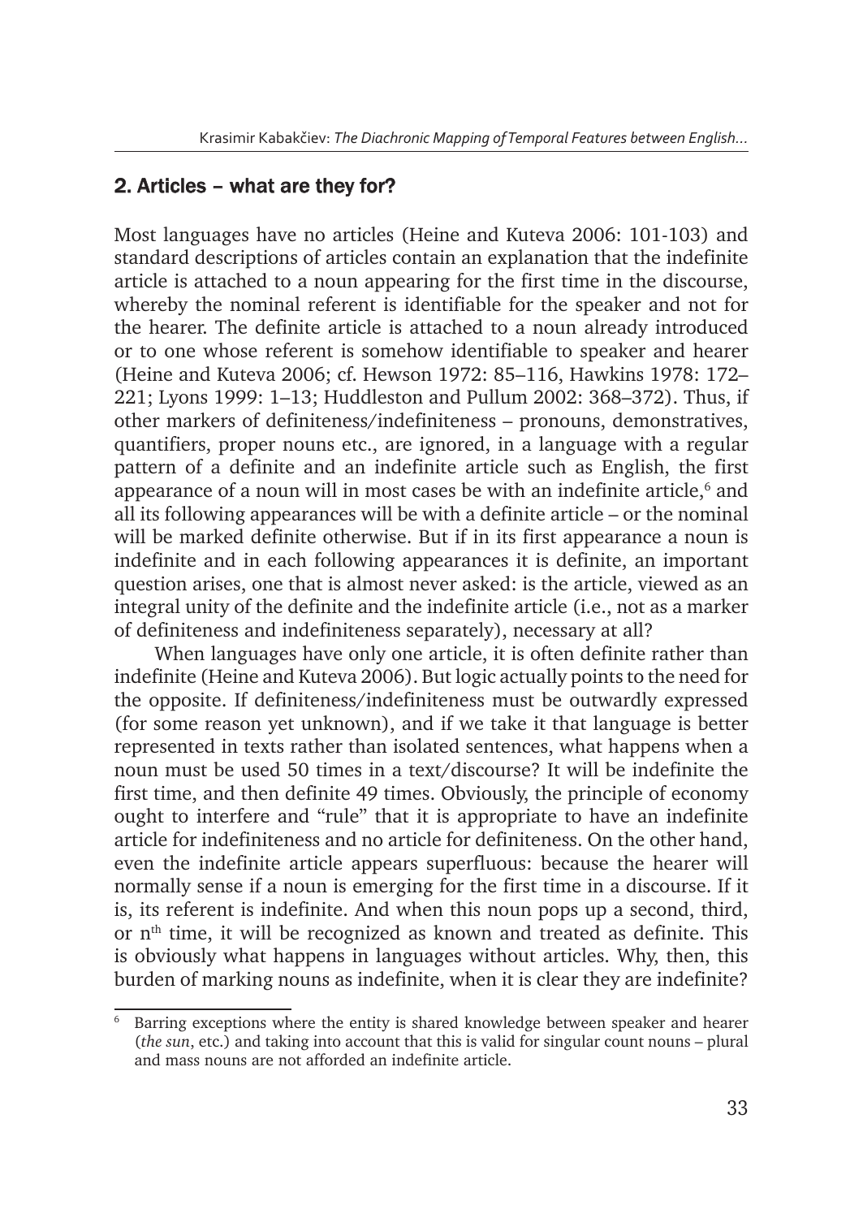## 2. Articles – what are they for?

Most languages have no articles (Heine and Kuteva 2006: 101-103) and standard descriptions of articles contain an explanation that the indefinite article is attached to a noun appearing for the first time in the discourse, whereby the nominal referent is identifiable for the speaker and not for the hearer. The definite article is attached to a noun already introduced or to one whose referent is somehow identifiable to speaker and hearer (Heine and Kuteva 2006; cf. Hewson 1972: 85–116, Hawkins 1978: 172–221; Lyons 1999: 1–13; Huddleston and Pullum 2002: 368–372). Thus, if other markers of definiteness/indefiniteness – pronouns, demonstratives, quantifiers, proper nouns etc., are ignored, in a language with a regular pattern of a definite and an indefinite article such as English, the first appearance of a noun will in most cases be with an indefinite article,[6] and all its following appearances will be with a definite article – or the nominal will be marked definite otherwise. But if in its first appearance a noun is indefinite and in each following appearances it is definite, an important question arises, one that is almost never asked: is the article, viewed as an integral unity of the definite and the indefinite article (i.e., not as a marker of definiteness and indefiniteness separately), necessary at all?

When languages have only one article, it is often definite rather than indefinite (Heine and Kuteva 2006). But logic actually points to the need for the opposite. If definiteness/indefiniteness must be outwardly expressed (for some reason yet unknown), and if we take it that language is better represented in texts rather than isolated sentences, what happens when a noun must be used 50 times in a text/discourse? It will be indefinite the first time, and then definite 49 times. Obviously, the principle of economy ought to interfere and "rule" that it is appropriate to have an indefinite article for indefiniteness and no article for definiteness. On the other hand, even the indefinite article appears superfluous: because the hearer will normally sense if a noun is emerging for the first time in a discourse. If it is, its referent is indefinite. And when this noun pops up a second, third, or n[th] time, it will be recognized as known and treated as definite. This is obviously what happens in languages without articles. Why, then, this burden of marking nouns as indefinite, when it is clear they are indefinite?

[6] Barring exceptions where the entity is shared knowledge between speaker and hearer (*the sun*, etc.) and taking into account that this is valid for singular count nouns – plural and mass nouns are not afforded an indefinite article.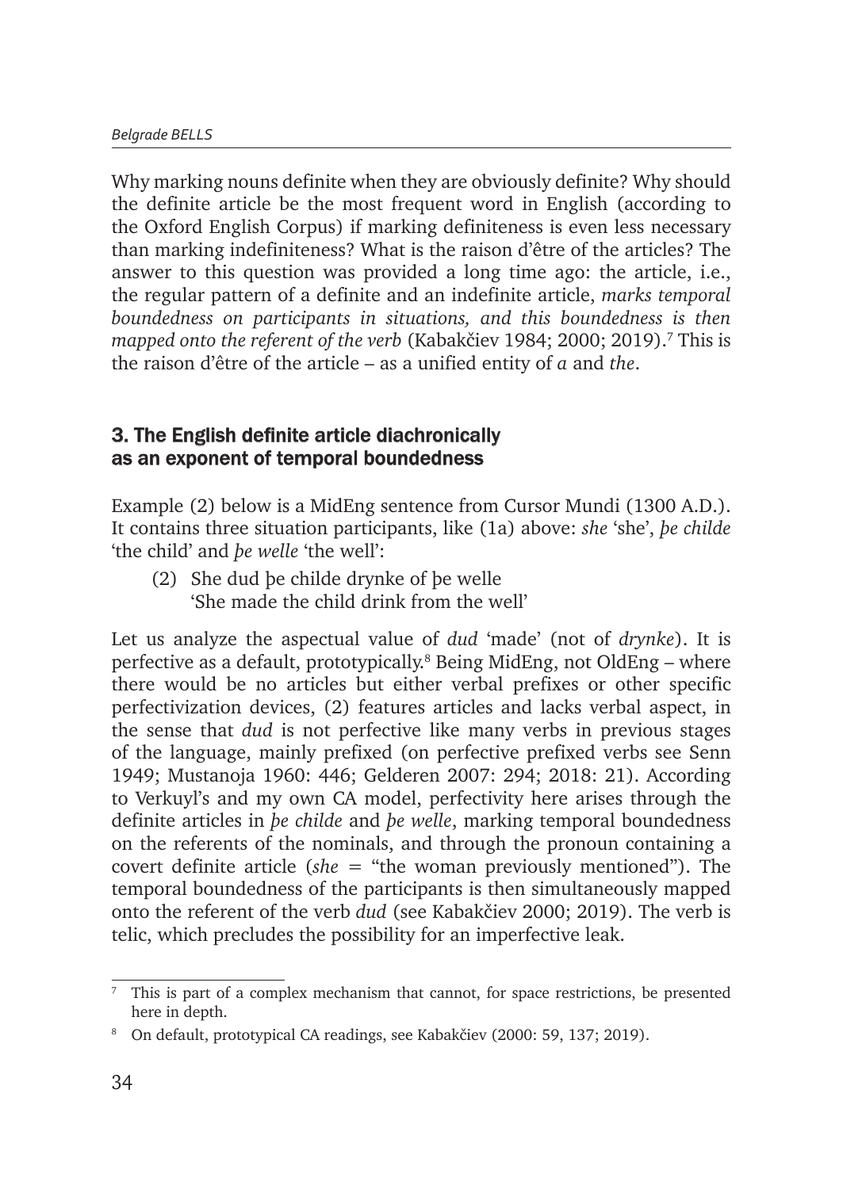Why marking nouns definite when they are obviously definite? Why should the definite article be the most frequent word in English (according to the Oxford English Corpus) if marking definiteness is even less necessary than marking indefiniteness? What is the raison d'être of the articles? The answer to this question was provided a long time ago: the article, i.e., the regular pattern of a definite and an indefinite article, *marks temporal boundedness on participants in situations, and this boundedness is then mapped onto the referent of the verb* (Kabakčiev 1984; 2000; 2019).[7] This is the raison d'être of the article – as a unified entity of *a* and *the*.

## 3. The English definite article diachronically as an exponent of temporal boundedness

Example (2) below is a MidEng sentence from Cursor Mundi (1300 A.D.). It contains three situation participants, like (1a) above: *she* 'she', *þe childe* 'the child' and *þe welle* 'the well':

> (2) She dud þe childe drynke of þe welle
> 'She made the child drink from the well'

Let us analyze the aspectual value of *dud* 'made' (not of *drynke*). It is perfective as a default, prototypically.[8] Being MidEng, not OldEng – where there would be no articles but either verbal prefixes or other specific perfectivization devices, (2) features articles and lacks verbal aspect, in the sense that *dud* is not perfective like many verbs in previous stages of the language, mainly prefixed (on perfective prefixed verbs see Senn 1949; Mustanoja 1960: 446; Gelderen 2007: 294; 2018: 21). According to Verkuyl's and my own CA model, perfectivity here arises through the definite articles in *þe childe* and *þe welle*, marking temporal boundedness on the referents of the nominals, and through the pronoun containing a covert definite article (*she* = "the woman previously mentioned"). The temporal boundedness of the participants is then simultaneously mapped onto the referent of the verb *dud* (see Kabakčiev 2000; 2019). The verb is telic, which precludes the possibility for an imperfective leak.

[7] This is part of a complex mechanism that cannot, for space restrictions, be presented here in depth.

[8] On default, prototypical CA readings, see Kabakčiev (2000: 59, 137; 2019).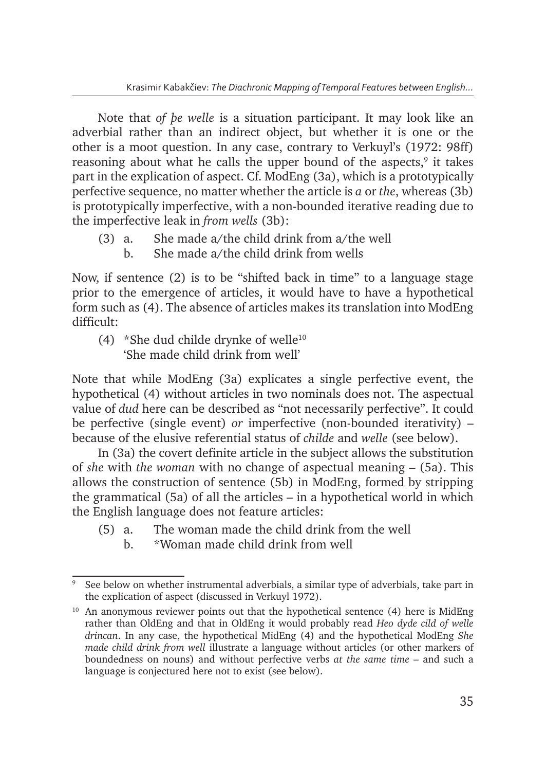Note that *of þe welle* is a situation participant. It may look like an adverbial rather than an indirect object, but whether it is one or the other is a moot question. In any case, contrary to Verkuyl's (1972: 98ff) reasoning about what he calls the upper bound of the aspects,[9] it takes part in the explication of aspect. Cf. ModEng (3a), which is a prototypically perfective sequence, no matter whether the article is *a* or *the*, whereas (3b) is prototypically imperfective, with a non-bounded iterative reading due to the imperfective leak in *from wells* (3b):

(3) a. She made a/the child drink from a/the well
    b. She made a/the child drink from wells

Now, if sentence (2) is to be "shifted back in time" to a language stage prior to the emergence of articles, it would have to have a hypothetical form such as (4). The absence of articles makes its translation into ModEng difficult:

(4) *She dud childe drynke of welle[10]
    'She made child drink from well'

Note that while ModEng (3a) explicates a single perfective event, the hypothetical (4) without articles in two nominals does not. The aspectual value of *dud* here can be described as "not necessarily perfective". It could be perfective (single event) *or* imperfective (non-bounded iterativity) – because of the elusive referential status of *childe* and *welle* (see below).

In (3a) the covert definite article in the subject allows the substitution of *she* with *the woman* with no change of aspectual meaning – (5a). This allows the construction of sentence (5b) in ModEng, formed by stripping the grammatical (5a) of all the articles – in a hypothetical world in which the English language does not feature articles:

(5) a. The woman made the child drink from the well
    b. *Woman made child drink from well

---

[9] See below on whether instrumental adverbials, a similar type of adverbials, take part in the explication of aspect (discussed in Verkuyl 1972).

[10] An anonymous reviewer points out that the hypothetical sentence (4) here is MidEng rather than OldEng and that in OldEng it would probably read *Heo dyde cild of welle drincan*. In any case, the hypothetical MidEng (4) and the hypothetical ModEng *She made child drink from well* illustrate a language without articles (or other markers of boundedness on nouns) and without perfective verbs *at the same time* – and such a language is conjectured here not to exist (see below).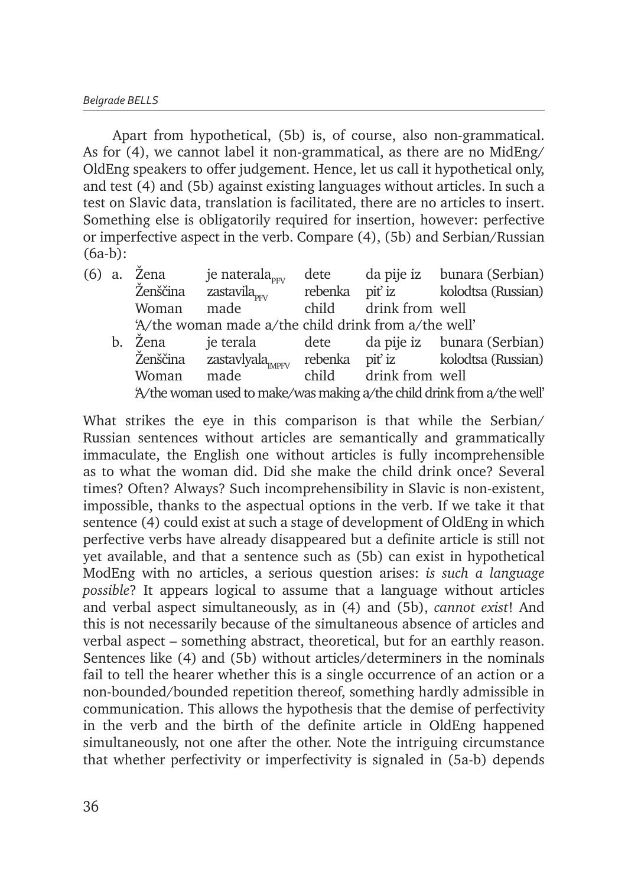Apart from hypothetical, (5b) is, of course, also non-grammatical. As for (4), we cannot label it non-grammatical, as there are no MidEng/OldEng speakers to offer judgement. Hence, let us call it hypothetical only, and test (4) and (5b) against existing languages without articles. In such a test on Slavic data, translation is facilitated, there are no articles to insert. Something else is obligatorily required for insertion, however: perfective or imperfective aspect in the verb. Compare (4), (5b) and Serbian/Russian (6a-b):

(6) a. Žena je naterala$_{PFV}$ dete da pije iz bunara (Serbian)
Ženščina zastavila$_{PFV}$ rebenka pit' iz kolodtsa (Russian)
Woman made child drink from well
'A/the woman made a/the child drink from a/the well'

b. Žena je terala dete da pije iz bunara (Serbian)
Ženščina zastavlyala$_{IMPFV}$ rebenka pit' iz kolodtsa (Russian)
Woman made child drink from well
'A/the woman used to make/was making a/the child drink from a/the well'

What strikes the eye in this comparison is that while the Serbian/Russian sentences without articles are semantically and grammatically immaculate, the English one without articles is fully incomprehensible as to what the woman did. Did she make the child drink once? Several times? Often? Always? Such incomprehensibility in Slavic is non-existent, impossible, thanks to the aspectual options in the verb. If we take it that sentence (4) could exist at such a stage of development of OldEng in which perfective verbs have already disappeared but a definite article is still not yet available, and that a sentence such as (5b) can exist in hypothetical ModEng with no articles, a serious question arises: *is such a language possible*? It appears logical to assume that a language without articles and verbal aspect simultaneously, as in (4) and (5b), *cannot exist*! And this is not necessarily because of the simultaneous absence of articles and verbal aspect – something abstract, theoretical, but for an earthly reason. Sentences like (4) and (5b) without articles/determiners in the nominals fail to tell the hearer whether this is a single occurrence of an action or a non-bounded/bounded repetition thereof, something hardly admissible in communication. This allows the hypothesis that the demise of perfectivity in the verb and the birth of the definite article in OldEng happened simultaneously, not one after the other. Note the intriguing circumstance that whether perfectivity or imperfectivity is signaled in (5a-b) depends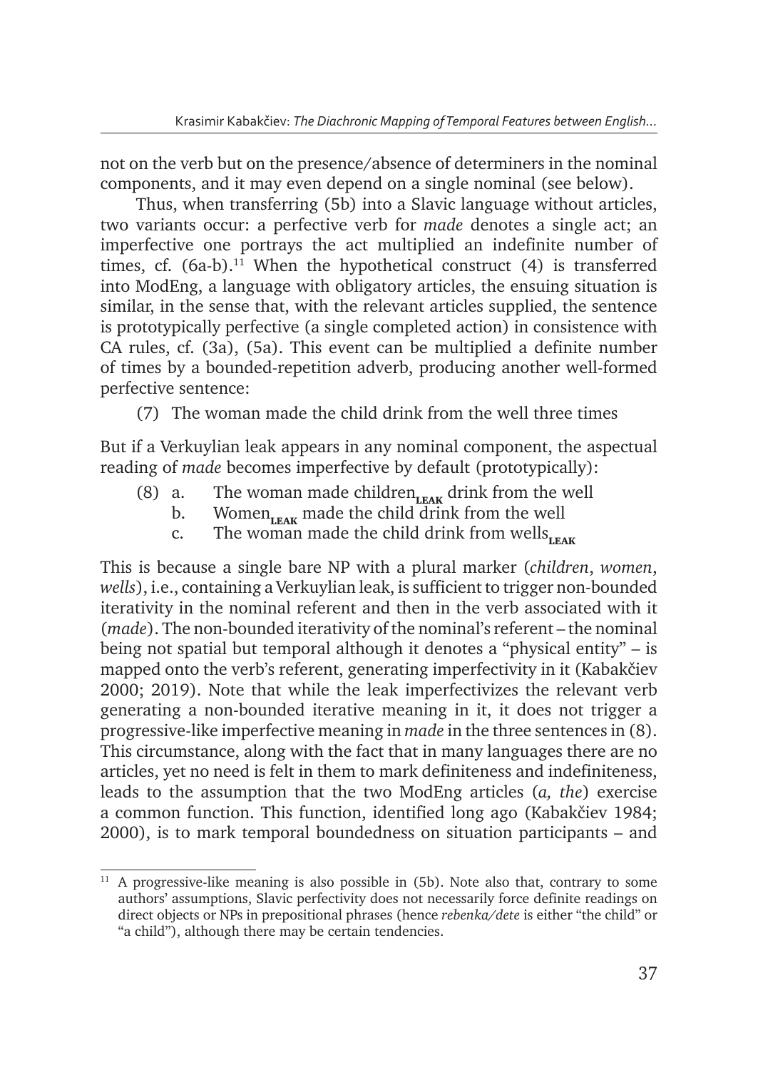not on the verb but on the presence/absence of determiners in the nominal components, and it may even depend on a single nominal (see below).

Thus, when transferring (5b) into a Slavic language without articles, two variants occur: a perfective verb for *made* denotes a single act; an imperfective one portrays the act multiplied an indefinite number of times, cf. (6a-b).[11] When the hypothetical construct (4) is transferred into ModEng, a language with obligatory articles, the ensuing situation is similar, in the sense that, with the relevant articles supplied, the sentence is prototypically perfective (a single completed action) in consistence with CA rules, cf. (3a), (5a). This event can be multiplied a definite number of times by a bounded-repetition adverb, producing another well-formed perfective sentence:

(7) The woman made the child drink from the well three times

But if a Verkuylian leak appears in any nominal component, the aspectual reading of *made* becomes imperfective by default (prototypically):

(8) a. The woman made children$_{\textbf{LEAK}}$ drink from the well
b. Women$_{\textbf{LEAK}}$ made the child drink from the well
c. The woman made the child drink from wells$_{\textbf{LEAK}}$

This is because a single bare NP with a plural marker (*children*, *women*, *wells*), i.e., containing a Verkuylian leak, is sufficient to trigger non-bounded iterativity in the nominal referent and then in the verb associated with it (*made*). The non-bounded iterativity of the nominal's referent – the nominal being not spatial but temporal although it denotes a "physical entity" – is mapped onto the verb's referent, generating imperfectivity in it (Kabakčiev 2000; 2019). Note that while the leak imperfectivizes the relevant verb generating a non-bounded iterative meaning in it, it does not trigger a progressive-like imperfective meaning in *made* in the three sentences in (8). This circumstance, along with the fact that in many languages there are no articles, yet no need is felt in them to mark definiteness and indefiniteness, leads to the assumption that the two ModEng articles (*a, the*) exercise a common function. This function, identified long ago (Kabakčiev 1984; 2000), is to mark temporal boundedness on situation participants – and

[11] A progressive-like meaning is also possible in (5b). Note also that, contrary to some authors' assumptions, Slavic perfectivity does not necessarily force definite readings on direct objects or NPs in prepositional phrases (hence *rebenka/dete* is either "the child" or "a child"), although there may be certain tendencies.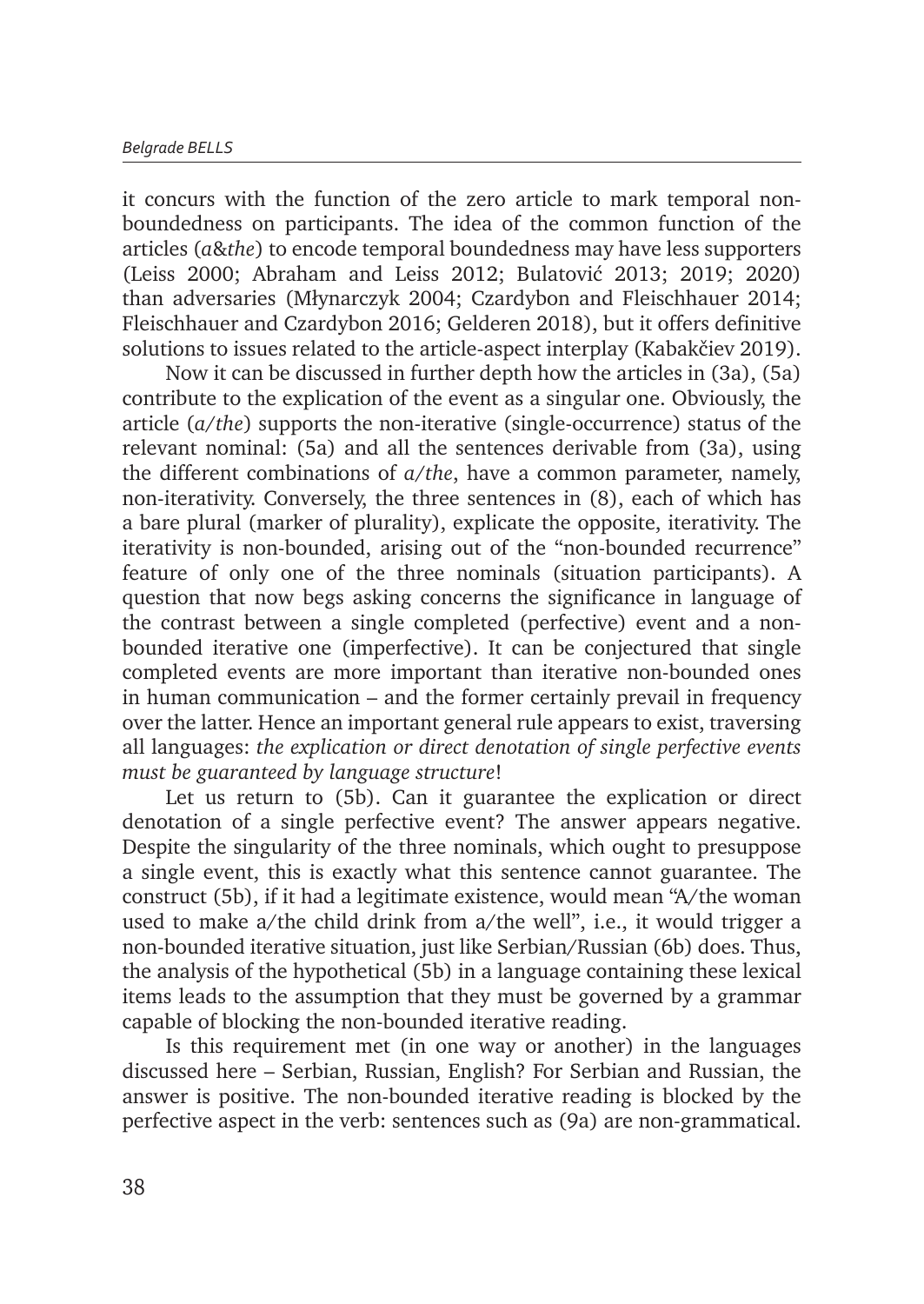it concurs with the function of the zero article to mark temporal non-boundedness on participants. The idea of the common function of the articles (*a*&*the*) to encode temporal boundedness may have less supporters (Leiss 2000; Abraham and Leiss 2012; Bulatović 2013; 2019; 2020) than adversaries (Młynarczyk 2004; Czardybon and Fleischhauer 2014; Fleischhauer and Czardybon 2016; Gelderen 2018), but it offers definitive solutions to issues related to the article-aspect interplay (Kabakčiev 2019).

Now it can be discussed in further depth how the articles in (3a), (5a) contribute to the explication of the event as a singular one. Obviously, the article (*a/the*) supports the non-iterative (single-occurrence) status of the relevant nominal: (5a) and all the sentences derivable from (3a), using the different combinations of *a/the*, have a common parameter, namely, non-iterativity. Conversely, the three sentences in (8), each of which has a bare plural (marker of plurality), explicate the opposite, iterativity. The iterativity is non-bounded, arising out of the "non-bounded recurrence" feature of only one of the three nominals (situation participants). A question that now begs asking concerns the significance in language of the contrast between a single completed (perfective) event and a non-bounded iterative one (imperfective). It can be conjectured that single completed events are more important than iterative non-bounded ones in human communication – and the former certainly prevail in frequency over the latter. Hence an important general rule appears to exist, traversing all languages: *the explication or direct denotation of single perfective events must be guaranteed by language structure*!

Let us return to (5b). Can it guarantee the explication or direct denotation of a single perfective event? The answer appears negative. Despite the singularity of the three nominals, which ought to presuppose a single event, this is exactly what this sentence cannot guarantee. The construct (5b), if it had a legitimate existence, would mean "A/the woman used to make a/the child drink from a/the well", i.e., it would trigger a non-bounded iterative situation, just like Serbian/Russian (6b) does. Thus, the analysis of the hypothetical (5b) in a language containing these lexical items leads to the assumption that they must be governed by a grammar capable of blocking the non-bounded iterative reading.

Is this requirement met (in one way or another) in the languages discussed here – Serbian, Russian, English? For Serbian and Russian, the answer is positive. The non-bounded iterative reading is blocked by the perfective aspect in the verb: sentences such as (9a) are non-grammatical.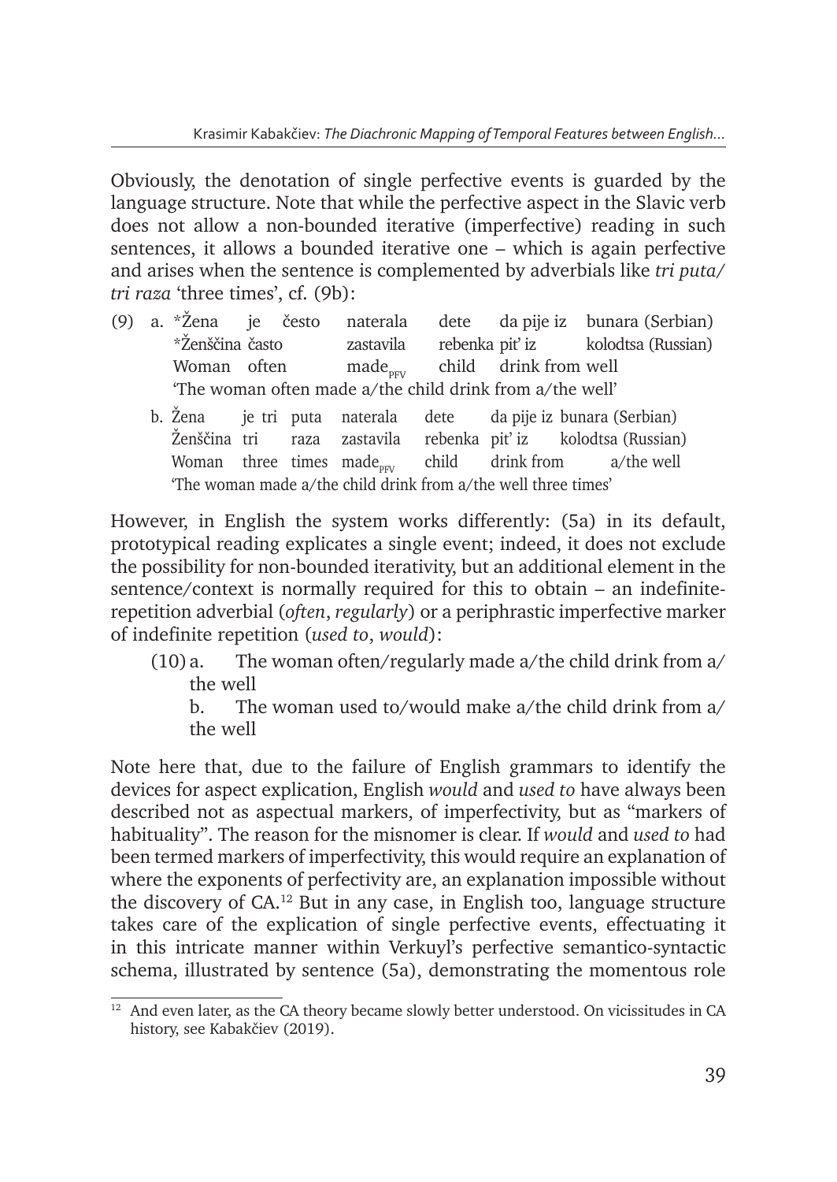Obviously, the denotation of single perfective events is guarded by the language structure. Note that while the perfective aspect in the Slavic verb does not allow a non-bounded iterative (imperfective) reading in such sentences, it allows a bounded iterative one – which is again perfective and arises when the sentence is complemented by adverbials like *tri puta/tri raza* 'three times', cf. (9b):

(9) a. *Žena je često naterala dete da pije iz bunara (Serbian)
*Ženščina často zastavila rebenka pit' iz kolodtsa (Russian)
Woman often $\text{made}_{\text{PFV}}$ child drink from well
'The woman often made a/the child drink from a/the well'

b. Žena je tri puta naterala dete da pije iz bunara (Serbian)
Ženščina tri raza zastavila rebenka pit' iz kolodtsa (Russian)
Woman three times $\text{made}_{\text{PFV}}$ child drink from a/the well
'The woman made a/the child drink from a/the well three times'

However, in English the system works differently: (5a) in its default, prototypical reading explicates a single event; indeed, it does not exclude the possibility for non-bounded iterativity, but an additional element in the sentence/context is normally required for this to obtain – an indefinite-repetition adverbial (*often*, *regularly*) or a periphrastic imperfective marker of indefinite repetition (*used to*, *would*):

(10) a. The woman often/regularly made a/the child drink from a/the well

b. The woman used to/would make a/the child drink from a/the well

Note here that, due to the failure of English grammars to identify the devices for aspect explication, English *would* and *used to* have always been described not as aspectual markers, of imperfectivity, but as "markers of habituality". The reason for the misnomer is clear. If *would* and *used to* had been termed markers of imperfectivity, this would require an explanation of where the exponents of perfectivity are, an explanation impossible without the discovery of CA.[12] But in any case, in English too, language structure takes care of the explication of single perfective events, effectuating it in this intricate manner within Verkuyl's perfective semantico-syntactic schema, illustrated by sentence (5a), demonstrating the momentous role

[12] And even later, as the CA theory became slowly better understood. On vicissitudes in CA history, see Kabakčiev (2019).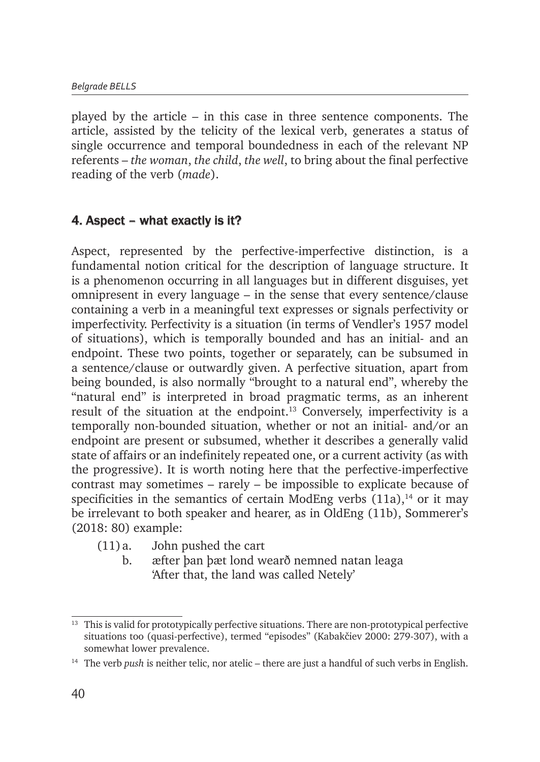played by the article – in this case in three sentence components. The article, assisted by the telicity of the lexical verb, generates a status of single occurrence and temporal boundedness in each of the relevant NP referents – *the woman*, *the child*, *the well*, to bring about the final perfective reading of the verb (*made*).

## 4. Aspect – what exactly is it?

Aspect, represented by the perfective-imperfective distinction, is a fundamental notion critical for the description of language structure. It is a phenomenon occurring in all languages but in different disguises, yet omnipresent in every language – in the sense that every sentence/clause containing a verb in a meaningful text expresses or signals perfectivity or imperfectivity. Perfectivity is a situation (in terms of Vendler's 1957 model of situations), which is temporally bounded and has an initial- and an endpoint. These two points, together or separately, can be subsumed in a sentence/clause or outwardly given. A perfective situation, apart from being bounded, is also normally "brought to a natural end", whereby the "natural end" is interpreted in broad pragmatic terms, as an inherent result of the situation at the endpoint.[13] Conversely, imperfectivity is a temporally non-bounded situation, whether or not an initial- and/or an endpoint are present or subsumed, whether it describes a generally valid state of affairs or an indefinitely repeated one, or a current activity (as with the progressive). It is worth noting here that the perfective-imperfective contrast may sometimes – rarely – be impossible to explicate because of specificities in the semantics of certain ModEng verbs (11a),[14] or it may be irrelevant to both speaker and hearer, as in OldEng (11b), Sommerer's (2018: 80) example:

(11) a. John pushed the cart
    b. æfter þan þæt lond wearð nemned natan leaga
       'After that, the land was called Netely'

---

[13] This is valid for prototypically perfective situations. There are non-prototypical perfective situations too (quasi-perfective), termed "episodes" (Kabakčiev 2000: 279-307), with a somewhat lower prevalence.

[14] The verb *push* is neither telic, nor atelic – there are just a handful of such verbs in English.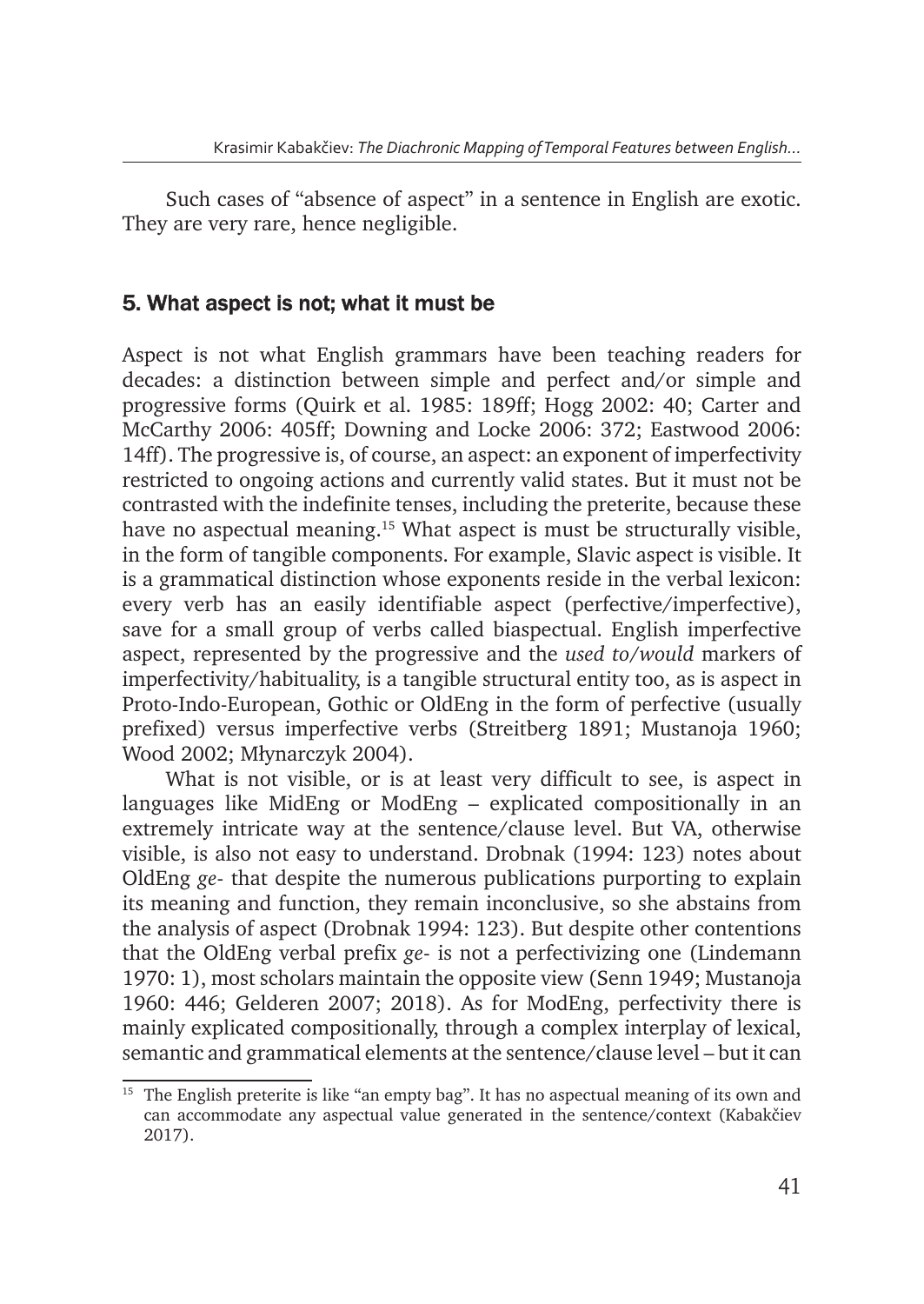Such cases of "absence of aspect" in a sentence in English are exotic. They are very rare, hence negligible.

## 5. What aspect is not; what it must be

Aspect is not what English grammars have been teaching readers for decades: a distinction between simple and perfect and/or simple and progressive forms (Quirk et al. 1985: 189ff; Hogg 2002: 40; Carter and McCarthy 2006: 405ff; Downing and Locke 2006: 372; Eastwood 2006: 14ff). The progressive is, of course, an aspect: an exponent of imperfectivity restricted to ongoing actions and currently valid states. But it must not be contrasted with the indefinite tenses, including the preterite, because these have no aspectual meaning.[15] What aspect is must be structurally visible, in the form of tangible components. For example, Slavic aspect is visible. It is a grammatical distinction whose exponents reside in the verbal lexicon: every verb has an easily identifiable aspect (perfective/imperfective), save for a small group of verbs called biaspectual. English imperfective aspect, represented by the progressive and the *used to/would* markers of imperfectivity/habituality, is a tangible structural entity too, as is aspect in Proto-Indo-European, Gothic or OldEng in the form of perfective (usually prefixed) versus imperfective verbs (Streitberg 1891; Mustanoja 1960; Wood 2002; Młynarczyk 2004).

What is not visible, or is at least very difficult to see, is aspect in languages like MidEng or ModEng – explicated compositionally in an extremely intricate way at the sentence/clause level. But VA, otherwise visible, is also not easy to understand. Drobnak (1994: 123) notes about OldEng *ge-* that despite the numerous publications purporting to explain its meaning and function, they remain inconclusive, so she abstains from the analysis of aspect (Drobnak 1994: 123). But despite other contentions that the OldEng verbal prefix *ge-* is not a perfectivizing one (Lindemann 1970: 1), most scholars maintain the opposite view (Senn 1949; Mustanoja 1960: 446; Gelderen 2007; 2018). As for ModEng, perfectivity there is mainly explicated compositionally, through a complex interplay of lexical, semantic and grammatical elements at the sentence/clause level – but it can

[15] The English preterite is like "an empty bag". It has no aspectual meaning of its own and can accommodate any aspectual value generated in the sentence/context (Kabakčiev 2017).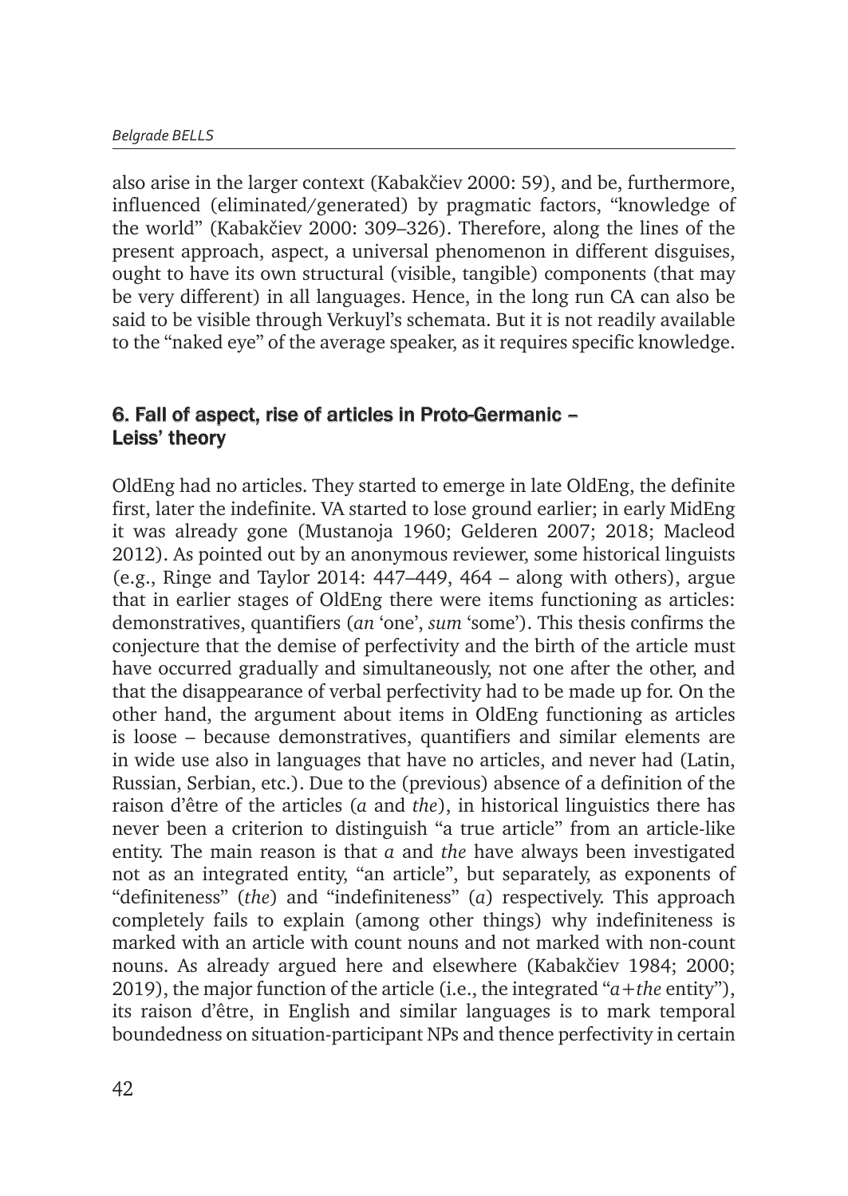also arise in the larger context (Kabakčiev 2000: 59), and be, furthermore, influenced (eliminated/generated) by pragmatic factors, "knowledge of the world" (Kabakčiev 2000: 309–326). Therefore, along the lines of the present approach, aspect, a universal phenomenon in different disguises, ought to have its own structural (visible, tangible) components (that may be very different) in all languages. Hence, in the long run CA can also be said to be visible through Verkuyl's schemata. But it is not readily available to the "naked eye" of the average speaker, as it requires specific knowledge.

## 6. Fall of aspect, rise of articles in Proto-Germanic – Leiss' theory

OldEng had no articles. They started to emerge in late OldEng, the definite first, later the indefinite. VA started to lose ground earlier; in early MidEng it was already gone (Mustanoja 1960; Gelderen 2007; 2018; Macleod 2012). As pointed out by an anonymous reviewer, some historical linguists (e.g., Ringe and Taylor 2014: 447–449, 464 – along with others), argue that in earlier stages of OldEng there were items functioning as articles: demonstratives, quantifiers (*an* 'one', *sum* 'some'). This thesis confirms the conjecture that the demise of perfectivity and the birth of the article must have occurred gradually and simultaneously, not one after the other, and that the disappearance of verbal perfectivity had to be made up for. On the other hand, the argument about items in OldEng functioning as articles is loose – because demonstratives, quantifiers and similar elements are in wide use also in languages that have no articles, and never had (Latin, Russian, Serbian, etc.). Due to the (previous) absence of a definition of the raison d'être of the articles (*a* and *the*), in historical linguistics there has never been a criterion to distinguish "a true article" from an article-like entity. The main reason is that *a* and *the* have always been investigated not as an integrated entity, "an article", but separately, as exponents of "definiteness" (*the*) and "indefiniteness" (*a*) respectively. This approach completely fails to explain (among other things) why indefiniteness is marked with an article with count nouns and not marked with non-count nouns. As already argued here and elsewhere (Kabakčiev 1984; 2000; 2019), the major function of the article (i.e., the integrated "*a*+*the* entity"), its raison d'être, in English and similar languages is to mark temporal boundedness on situation-participant NPs and thence perfectivity in certain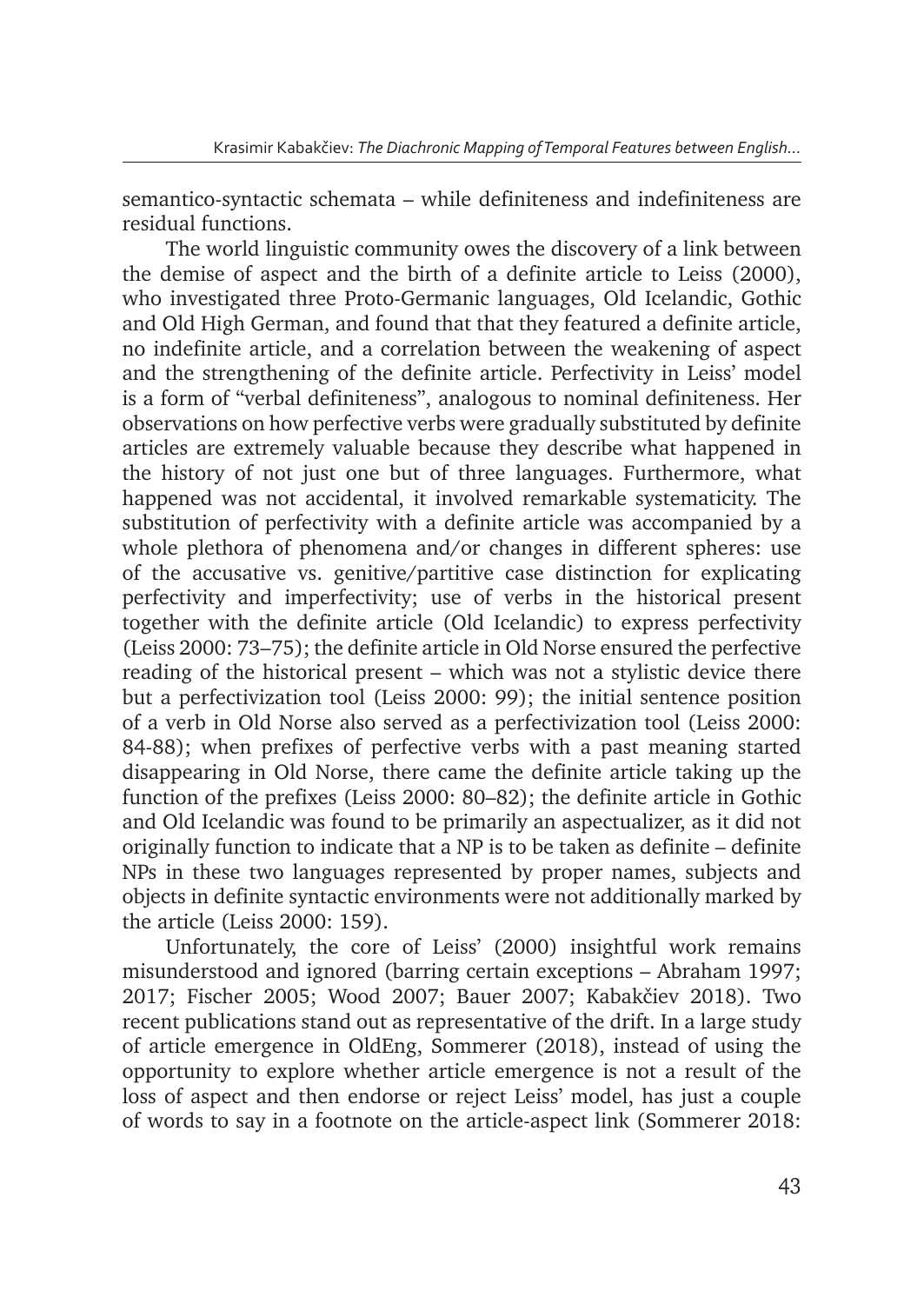semantico-syntactic schemata – while definiteness and indefiniteness are residual functions.

The world linguistic community owes the discovery of a link between the demise of aspect and the birth of a definite article to Leiss (2000), who investigated three Proto-Germanic languages, Old Icelandic, Gothic and Old High German, and found that that they featured a definite article, no indefinite article, and a correlation between the weakening of aspect and the strengthening of the definite article. Perfectivity in Leiss' model is a form of "verbal definiteness", analogous to nominal definiteness. Her observations on how perfective verbs were gradually substituted by definite articles are extremely valuable because they describe what happened in the history of not just one but of three languages. Furthermore, what happened was not accidental, it involved remarkable systematicity. The substitution of perfectivity with a definite article was accompanied by a whole plethora of phenomena and/or changes in different spheres: use of the accusative vs. genitive/partitive case distinction for explicating perfectivity and imperfectivity; use of verbs in the historical present together with the definite article (Old Icelandic) to express perfectivity (Leiss 2000: 73–75); the definite article in Old Norse ensured the perfective reading of the historical present – which was not a stylistic device there but a perfectivization tool (Leiss 2000: 99); the initial sentence position of a verb in Old Norse also served as a perfectivization tool (Leiss 2000: 84-88); when prefixes of perfective verbs with a past meaning started disappearing in Old Norse, there came the definite article taking up the function of the prefixes (Leiss 2000: 80–82); the definite article in Gothic and Old Icelandic was found to be primarily an aspectualizer, as it did not originally function to indicate that a NP is to be taken as definite – definite NPs in these two languages represented by proper names, subjects and objects in definite syntactic environments were not additionally marked by the article (Leiss 2000: 159).

Unfortunately, the core of Leiss' (2000) insightful work remains misunderstood and ignored (barring certain exceptions – Abraham 1997; 2017; Fischer 2005; Wood 2007; Bauer 2007; Kabakčiev 2018). Two recent publications stand out as representative of the drift. In a large study of article emergence in OldEng, Sommerer (2018), instead of using the opportunity to explore whether article emergence is not a result of the loss of aspect and then endorse or reject Leiss' model, has just a couple of words to say in a footnote on the article-aspect link (Sommerer 2018: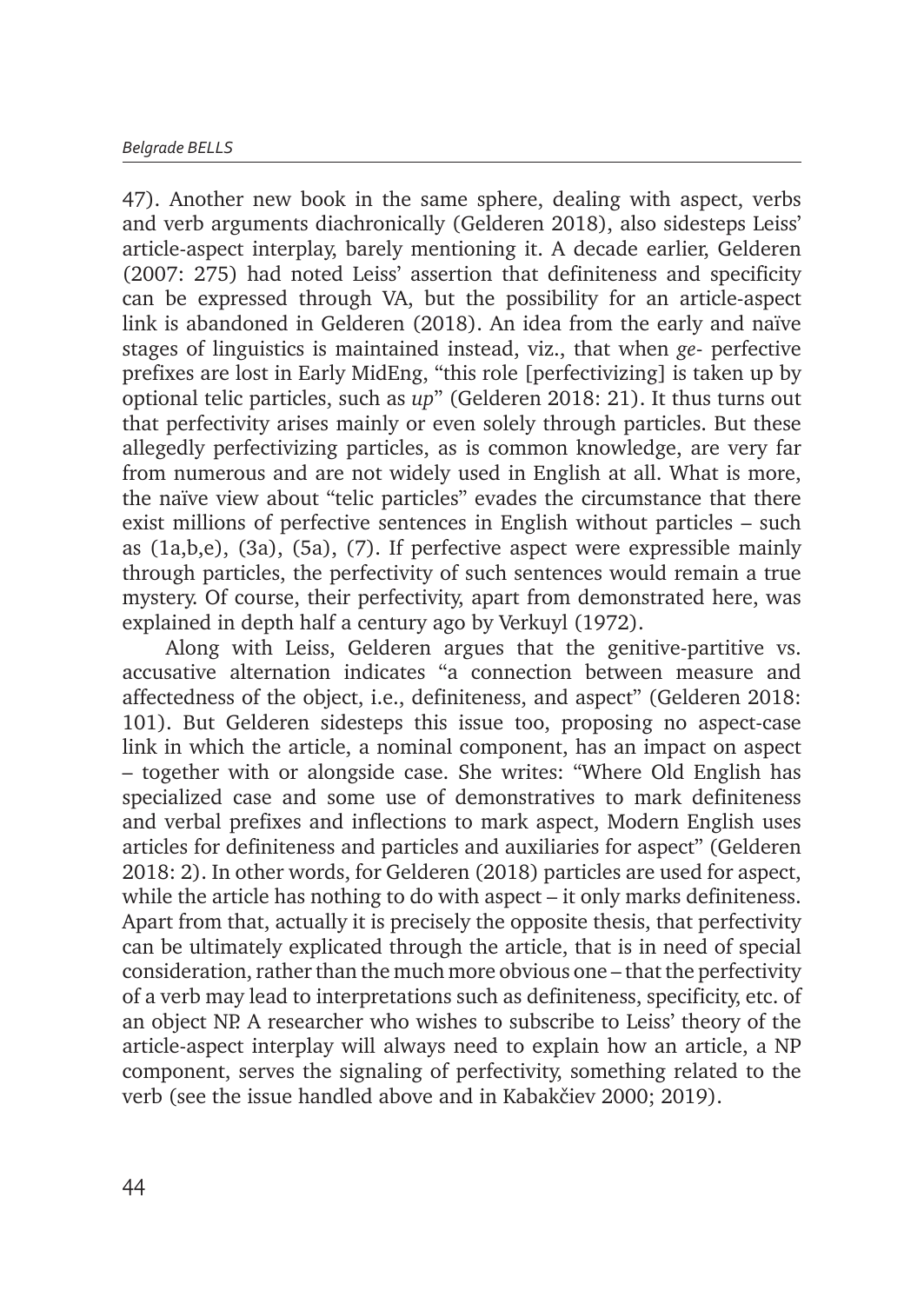47). Another new book in the same sphere, dealing with aspect, verbs and verb arguments diachronically (Gelderen 2018), also sidesteps Leiss' article-aspect interplay, barely mentioning it. A decade earlier, Gelderen (2007: 275) had noted Leiss' assertion that definiteness and specificity can be expressed through VA, but the possibility for an article-aspect link is abandoned in Gelderen (2018). An idea from the early and naïve stages of linguistics is maintained instead, viz., that when *ge-* perfective prefixes are lost in Early MidEng, "this role [perfectivizing] is taken up by optional telic particles, such as *up*" (Gelderen 2018: 21). It thus turns out that perfectivity arises mainly or even solely through particles. But these allegedly perfectivizing particles, as is common knowledge, are very far from numerous and are not widely used in English at all. What is more, the naïve view about "telic particles" evades the circumstance that there exist millions of perfective sentences in English without particles – such as (1a,b,e), (3a), (5a), (7). If perfective aspect were expressible mainly through particles, the perfectivity of such sentences would remain a true mystery. Of course, their perfectivity, apart from demonstrated here, was explained in depth half a century ago by Verkuyl (1972).

Along with Leiss, Gelderen argues that the genitive-partitive vs. accusative alternation indicates "a connection between measure and affectedness of the object, i.e., definiteness, and aspect" (Gelderen 2018: 101). But Gelderen sidesteps this issue too, proposing no aspect-case link in which the article, a nominal component, has an impact on aspect – together with or alongside case. She writes: "Where Old English has specialized case and some use of demonstratives to mark definiteness and verbal prefixes and inflections to mark aspect, Modern English uses articles for definiteness and particles and auxiliaries for aspect" (Gelderen 2018: 2). In other words, for Gelderen (2018) particles are used for aspect, while the article has nothing to do with aspect – it only marks definiteness. Apart from that, actually it is precisely the opposite thesis, that perfectivity can be ultimately explicated through the article, that is in need of special consideration, rather than the much more obvious one – that the perfectivity of a verb may lead to interpretations such as definiteness, specificity, etc. of an object NP. A researcher who wishes to subscribe to Leiss' theory of the article-aspect interplay will always need to explain how an article, a NP component, serves the signaling of perfectivity, something related to the verb (see the issue handled above and in Kabakčiev 2000; 2019).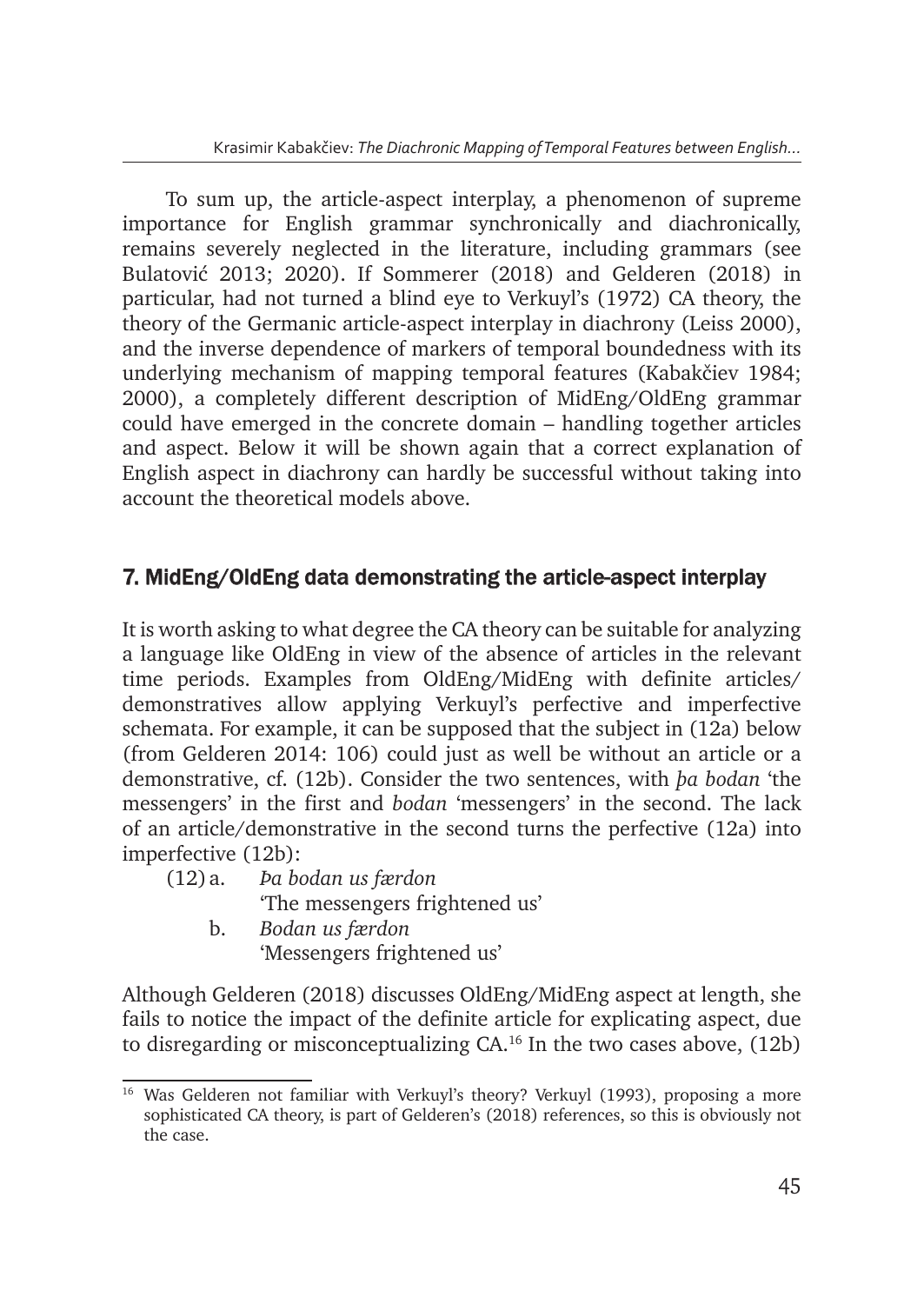To sum up, the article-aspect interplay, a phenomenon of supreme importance for English grammar synchronically and diachronically, remains severely neglected in the literature, including grammars (see Bulatović 2013; 2020). If Sommerer (2018) and Gelderen (2018) in particular, had not turned a blind eye to Verkuyl's (1972) CA theory, the theory of the Germanic article-aspect interplay in diachrony (Leiss 2000), and the inverse dependence of markers of temporal boundedness with its underlying mechanism of mapping temporal features (Kabakčiev 1984; 2000), a completely different description of MidEng/OldEng grammar could have emerged in the concrete domain – handling together articles and aspect. Below it will be shown again that a correct explanation of English aspect in diachrony can hardly be successful without taking into account the theoretical models above.

## 7. MidEng/OldEng data demonstrating the article-aspect interplay

It is worth asking to what degree the CA theory can be suitable for analyzing a language like OldEng in view of the absence of articles in the relevant time periods. Examples from OldEng/MidEng with definite articles/demonstratives allow applying Verkuyl's perfective and imperfective schemata. For example, it can be supposed that the subject in (12a) below (from Gelderen 2014: 106) could just as well be without an article or a demonstrative, cf. (12b). Consider the two sentences, with *þa bodan* 'the messengers' in the first and *bodan* 'messengers' in the second. The lack of an article/demonstrative in the second turns the perfective (12a) into imperfective (12b):

(12) a. *Þa bodan us færdon*
'The messengers frightened us'

b. *Bodan us færdon*
'Messengers frightened us'

Although Gelderen (2018) discusses OldEng/MidEng aspect at length, she fails to notice the impact of the definite article for explicating aspect, due to disregarding or misconceptualizing CA.[16] In the two cases above, (12b)

[16] Was Gelderen not familiar with Verkuyl's theory? Verkuyl (1993), proposing a more sophisticated CA theory, is part of Gelderen's (2018) references, so this is obviously not the case.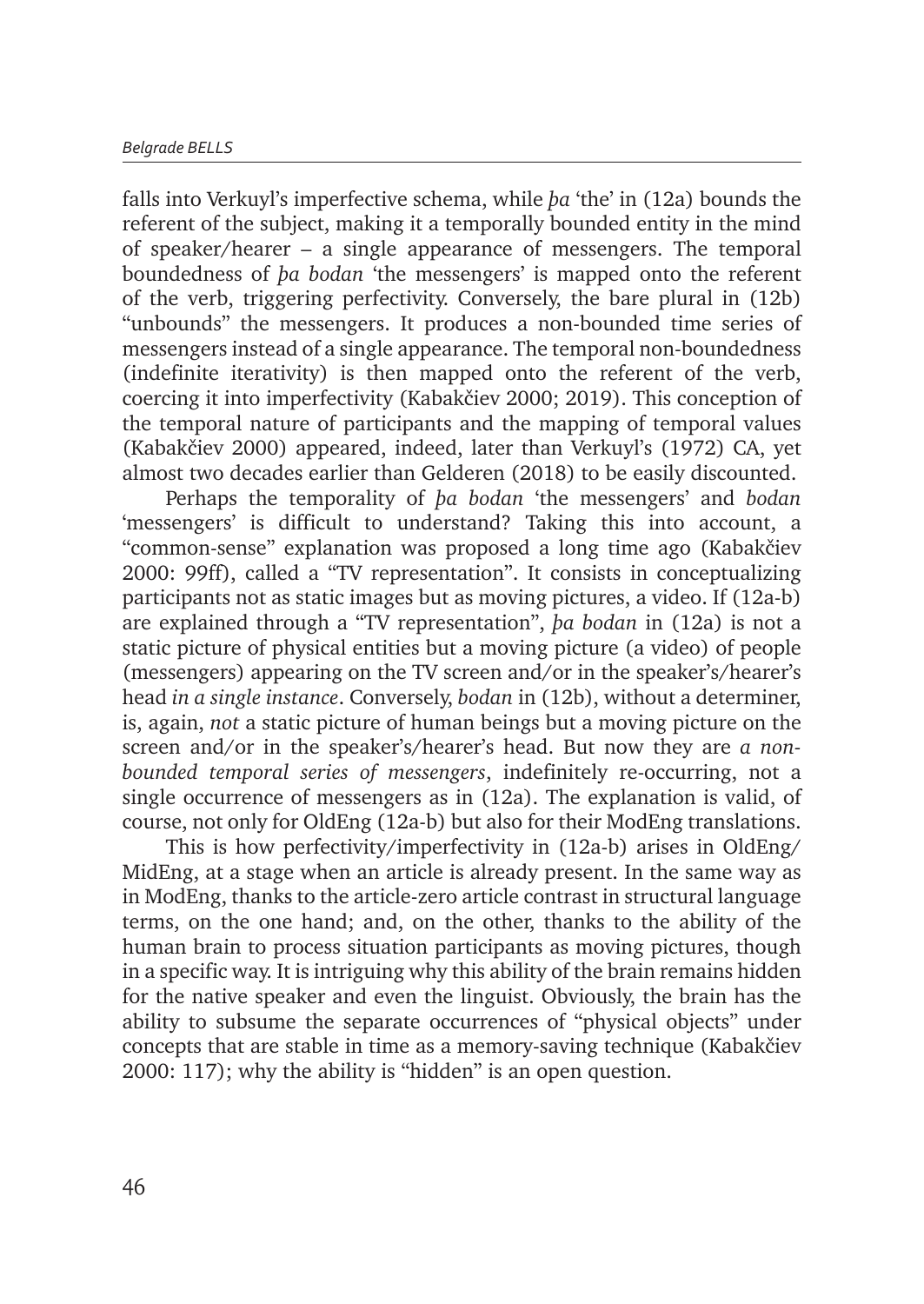falls into Verkuyl's imperfective schema, while *þa* 'the' in (12a) bounds the referent of the subject, making it a temporally bounded entity in the mind of speaker/hearer – a single appearance of messengers. The temporal boundedness of *þa bodan* 'the messengers' is mapped onto the referent of the verb, triggering perfectivity. Conversely, the bare plural in (12b) "unbounds" the messengers. It produces a non-bounded time series of messengers instead of a single appearance. The temporal non-boundedness (indefinite iterativity) is then mapped onto the referent of the verb, coercing it into imperfectivity (Kabakčiev 2000; 2019). This conception of the temporal nature of participants and the mapping of temporal values (Kabakčiev 2000) appeared, indeed, later than Verkuyl's (1972) CA, yet almost two decades earlier than Gelderen (2018) to be easily discounted.

Perhaps the temporality of *þa bodan* 'the messengers' and *bodan* 'messengers' is difficult to understand? Taking this into account, a "common-sense" explanation was proposed a long time ago (Kabakčiev 2000: 99ff), called a "TV representation". It consists in conceptualizing participants not as static images but as moving pictures, a video. If (12a-b) are explained through a "TV representation", *þa bodan* in (12a) is not a static picture of physical entities but a moving picture (a video) of people (messengers) appearing on the TV screen and/or in the speaker's/hearer's head *in a single instance*. Conversely, *bodan* in (12b), without a determiner, is, again, *not* a static picture of human beings but a moving picture on the screen and/or in the speaker's/hearer's head. But now they are *a non-bounded temporal series of messengers*, indefinitely re-occurring, not a single occurrence of messengers as in (12a). The explanation is valid, of course, not only for OldEng (12a-b) but also for their ModEng translations.

This is how perfectivity/imperfectivity in (12a-b) arises in OldEng/MidEng, at a stage when an article is already present. In the same way as in ModEng, thanks to the article-zero article contrast in structural language terms, on the one hand; and, on the other, thanks to the ability of the human brain to process situation participants as moving pictures, though in a specific way. It is intriguing why this ability of the brain remains hidden for the native speaker and even the linguist. Obviously, the brain has the ability to subsume the separate occurrences of "physical objects" under concepts that are stable in time as a memory-saving technique (Kabakčiev 2000: 117); why the ability is "hidden" is an open question.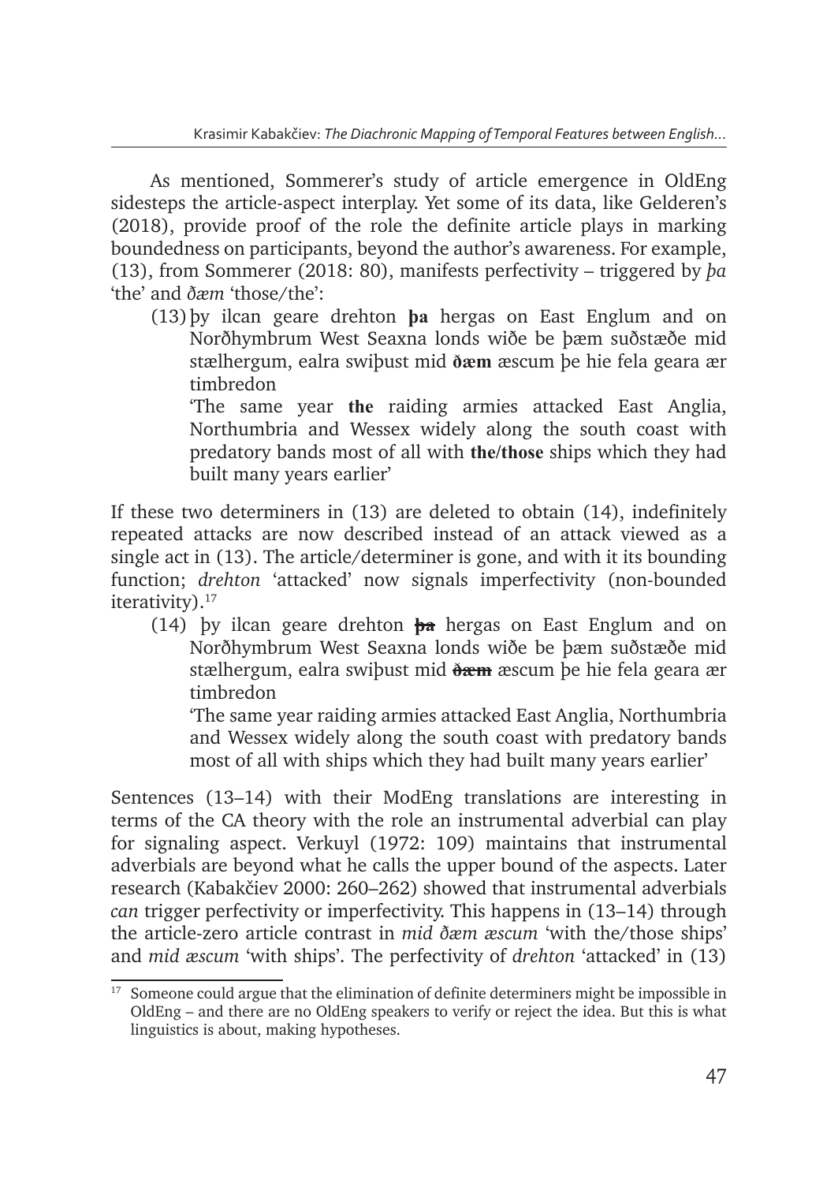As mentioned, Sommerer's study of article emergence in OldEng sidesteps the article-aspect interplay. Yet some of its data, like Gelderen's (2018), provide proof of the role the definite article plays in marking boundedness on participants, beyond the author's awareness. For example, (13), from Sommerer (2018: 80), manifests perfectivity – triggered by *þa* 'the' and *ðæm* 'those/the':

(13) þy ilcan geare drehton **þa** hergas on East Englum and on Norðhymbrum West Seaxna londs wiðe be þæm suðstæðe mid stælhergum, ealra swiþust mid **ðæm** æscum þe hie fela geara ær timbredon

'The same year **the** raiding armies attacked East Anglia, Northumbria and Wessex widely along the south coast with predatory bands most of all with **the/those** ships which they had built many years earlier'

If these two determiners in (13) are deleted to obtain (14), indefinitely repeated attacks are now described instead of an attack viewed as a single act in (13). The article/determiner is gone, and with it its bounding function; *drehton* 'attacked' now signals imperfectivity (non-bounded iterativity).[17]

(14) þy ilcan geare drehton ~~**þa**~~ hergas on East Englum and on Norðhymbrum West Seaxna londs wiðe be þæm suðstæðe mid stælhergum, ealra swiþust mid ~~**ðæm**~~ æscum þe hie fela geara ær timbredon

'The same year raiding armies attacked East Anglia, Northumbria and Wessex widely along the south coast with predatory bands most of all with ships which they had built many years earlier'

Sentences (13–14) with their ModEng translations are interesting in terms of the CA theory with the role an instrumental adverbial can play for signaling aspect. Verkuyl (1972: 109) maintains that instrumental adverbials are beyond what he calls the upper bound of the aspects. Later research (Kabakčiev 2000: 260–262) showed that instrumental adverbials *can* trigger perfectivity or imperfectivity. This happens in (13–14) through the article-zero article contrast in *mid ðæm æscum* 'with the/those ships' and *mid æscum* 'with ships'. The perfectivity of *drehton* 'attacked' in (13)

[17] Someone could argue that the elimination of definite determiners might be impossible in OldEng – and there are no OldEng speakers to verify or reject the idea. But this is what linguistics is about, making hypotheses.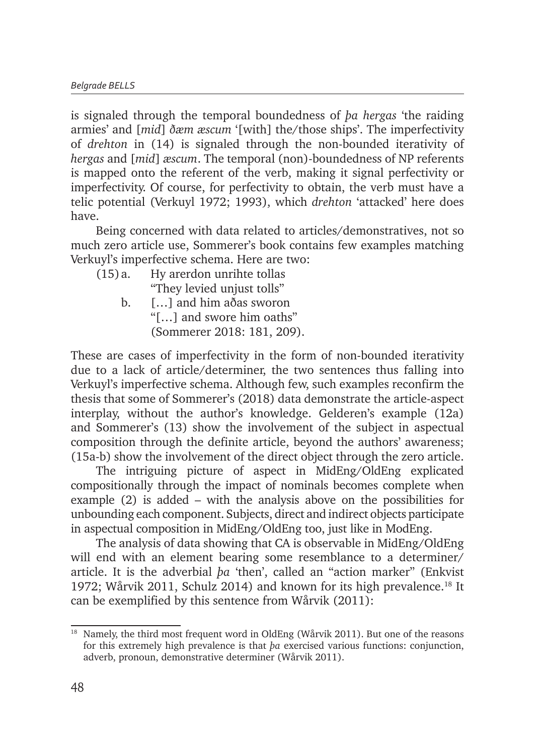is signaled through the temporal boundedness of *þa hergas* 'the raiding armies' and [*mid*] *ðæm æscum* '[with] the/those ships'. The imperfectivity of *drehton* in (14) is signaled through the non-bounded iterativity of *hergas* and [*mid*] *æscum*. The temporal (non)-boundedness of NP referents is mapped onto the referent of the verb, making it signal perfectivity or imperfectivity. Of course, for perfectivity to obtain, the verb must have a telic potential (Verkuyl 1972; 1993), which *drehton* 'attacked' here does have.

Being concerned with data related to articles/demonstratives, not so much zero article use, Sommerer's book contains few examples matching Verkuyl's imperfective schema. Here are two:

(15) a. Hy arerdon unrihte tollas
"They levied unjust tolls"

b. […] and him aðas sworon
"[…] and swore him oaths"
(Sommerer 2018: 181, 209).

These are cases of imperfectivity in the form of non-bounded iterativity due to a lack of article/determiner, the two sentences thus falling into Verkuyl's imperfective schema. Although few, such examples reconfirm the thesis that some of Sommerer's (2018) data demonstrate the article-aspect interplay, without the author's knowledge. Gelderen's example (12a) and Sommerer's (13) show the involvement of the subject in aspectual composition through the definite article, beyond the authors' awareness; (15a-b) show the involvement of the direct object through the zero article.

The intriguing picture of aspect in MidEng/OldEng explicated compositionally through the impact of nominals becomes complete when example (2) is added – with the analysis above on the possibilities for unbounding each component. Subjects, direct and indirect objects participate in aspectual composition in MidEng/OldEng too, just like in ModEng.

The analysis of data showing that CA is observable in MidEng/OldEng will end with an element bearing some resemblance to a determiner/article. It is the adverbial *þa* 'then', called an "action marker" (Enkvist 1972; Wårvik 2011, Schulz 2014) and known for its high prevalence.[18] It can be exemplified by this sentence from Wårvik (2011):

[18] Namely, the third most frequent word in OldEng (Wårvik 2011). But one of the reasons for this extremely high prevalence is that *þa* exercised various functions: conjunction, adverb, pronoun, demonstrative determiner (Wårvik 2011).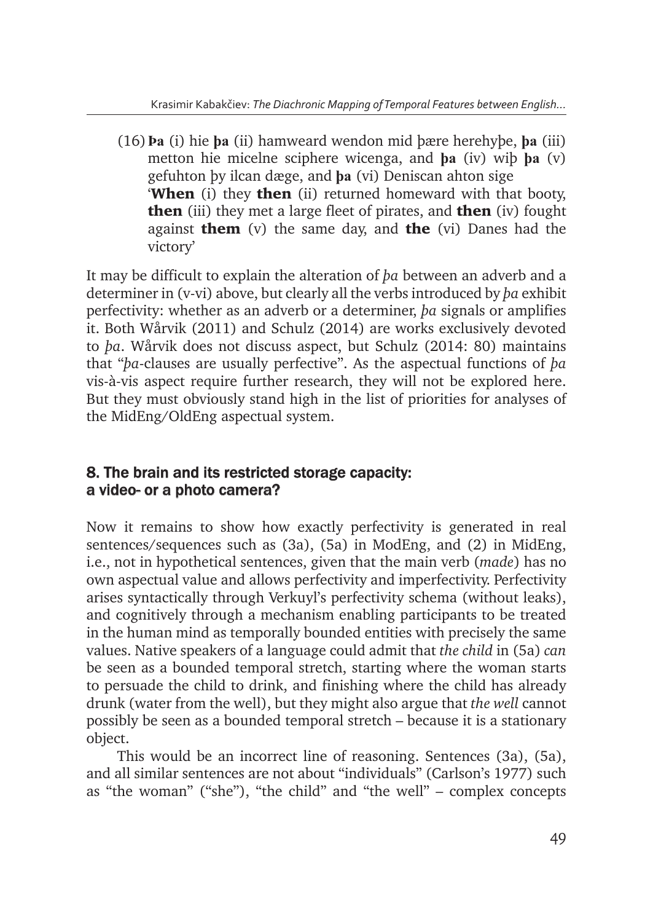(16) **Þa** (i) hie **þa** (ii) hamweard wendon mid þære herehyþe, **þa** (iii) metton hie micelne sciphere wicenga, and **þa** (iv) wiþ **þa** (v) gefuhton þy ilcan dæge, and **þa** (vi) Deniscan ahton sige
'**When** (i) they **then** (ii) returned homeward with that booty, **then** (iii) they met a large fleet of pirates, and **then** (iv) fought against **them** (v) the same day, and **the** (vi) Danes had the victory'

It may be difficult to explain the alteration of *þa* between an adverb and a determiner in (v-vi) above, but clearly all the verbs introduced by *þa* exhibit perfectivity: whether as an adverb or a determiner, *þa* signals or amplifies it. Both Wårvik (2011) and Schulz (2014) are works exclusively devoted to *þa*. Wårvik does not discuss aspect, but Schulz (2014: 80) maintains that "*þa*-clauses are usually perfective". As the aspectual functions of *þa* vis-à-vis aspect require further research, they will not be explored here. But they must obviously stand high in the list of priorities for analyses of the MidEng/OldEng aspectual system.

## 8. The brain and its restricted storage capacity: a video- or a photo camera?

Now it remains to show how exactly perfectivity is generated in real sentences/sequences such as (3a), (5a) in ModEng, and (2) in MidEng, i.e., not in hypothetical sentences, given that the main verb (*made*) has no own aspectual value and allows perfectivity and imperfectivity. Perfectivity arises syntactically through Verkuyl's perfectivity schema (without leaks), and cognitively through a mechanism enabling participants to be treated in the human mind as temporally bounded entities with precisely the same values. Native speakers of a language could admit that *the child* in (5a) *can* be seen as a bounded temporal stretch, starting where the woman starts to persuade the child to drink, and finishing where the child has already drunk (water from the well), but they might also argue that *the well* cannot possibly be seen as a bounded temporal stretch – because it is a stationary object.

This would be an incorrect line of reasoning. Sentences (3a), (5a), and all similar sentences are not about "individuals" (Carlson's 1977) such as "the woman" ("she"), "the child" and "the well" – complex concepts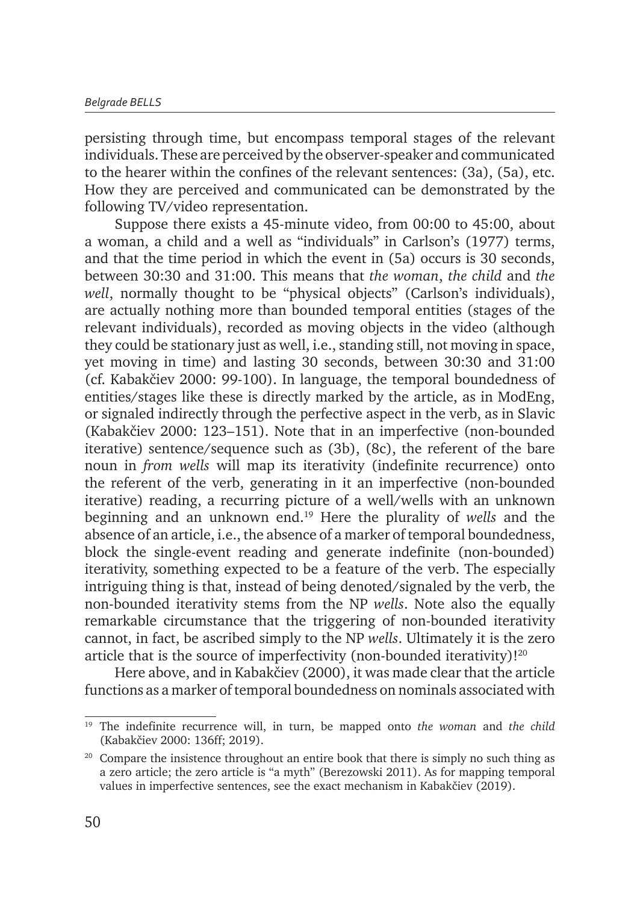persisting through time, but encompass temporal stages of the relevant individuals. These are perceived by the observer-speaker and communicated to the hearer within the confines of the relevant sentences: (3a), (5a), etc. How they are perceived and communicated can be demonstrated by the following TV/video representation.

Suppose there exists a 45-minute video, from 00:00 to 45:00, about a woman, a child and a well as "individuals" in Carlson's (1977) terms, and that the time period in which the event in (5a) occurs is 30 seconds, between 30:30 and 31:00. This means that *the woman*, *the child* and *the well*, normally thought to be "physical objects" (Carlson's individuals), are actually nothing more than bounded temporal entities (stages of the relevant individuals), recorded as moving objects in the video (although they could be stationary just as well, i.e., standing still, not moving in space, yet moving in time) and lasting 30 seconds, between 30:30 and 31:00 (cf. Kabakčiev 2000: 99-100). In language, the temporal boundedness of entities/stages like these is directly marked by the article, as in ModEng, or signaled indirectly through the perfective aspect in the verb, as in Slavic (Kabakčiev 2000: 123–151). Note that in an imperfective (non-bounded iterative) sentence/sequence such as (3b), (8c), the referent of the bare noun in *from wells* will map its iterativity (indefinite recurrence) onto the referent of the verb, generating in it an imperfective (non-bounded iterative) reading, a recurring picture of a well/wells with an unknown beginning and an unknown end.[19] Here the plurality of *wells* and the absence of an article, i.e., the absence of a marker of temporal boundedness, block the single-event reading and generate indefinite (non-bounded) iterativity, something expected to be a feature of the verb. The especially intriguing thing is that, instead of being denoted/signaled by the verb, the non-bounded iterativity stems from the NP *wells*. Note also the equally remarkable circumstance that the triggering of non-bounded iterativity cannot, in fact, be ascribed simply to the NP *wells*. Ultimately it is the zero article that is the source of imperfectivity (non-bounded iterativity)![20]

Here above, and in Kabakčiev (2000), it was made clear that the article functions as a marker of temporal boundedness on nominals associated with

---

[19] The indefinite recurrence will, in turn, be mapped onto *the woman* and *the child* (Kabakčiev 2000: 136ff; 2019).

[20] Compare the insistence throughout an entire book that there is simply no such thing as a zero article; the zero article is "a myth" (Berezowski 2011). As for mapping temporal values in imperfective sentences, see the exact mechanism in Kabakčiev (2019).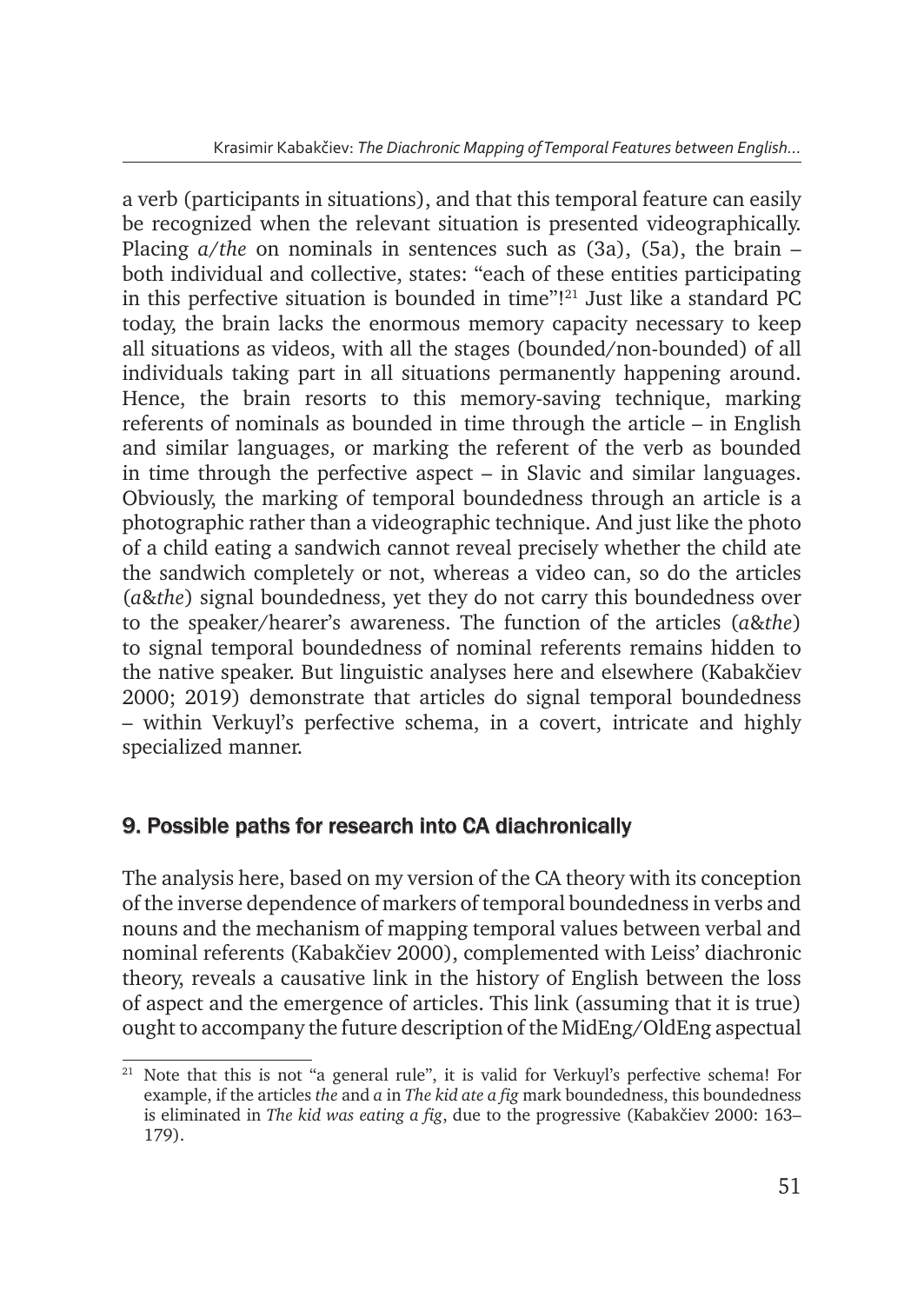a verb (participants in situations), and that this temporal feature can easily be recognized when the relevant situation is presented videographically. Placing *a/the* on nominals in sentences such as (3a), (5a), the brain – both individual and collective, states: "each of these entities participating in this perfective situation is bounded in time"![21] Just like a standard PC today, the brain lacks the enormous memory capacity necessary to keep all situations as videos, with all the stages (bounded/non-bounded) of all individuals taking part in all situations permanently happening around. Hence, the brain resorts to this memory-saving technique, marking referents of nominals as bounded in time through the article – in English and similar languages, or marking the referent of the verb as bounded in time through the perfective aspect – in Slavic and similar languages. Obviously, the marking of temporal boundedness through an article is a photographic rather than a videographic technique. And just like the photo of a child eating a sandwich cannot reveal precisely whether the child ate the sandwich completely or not, whereas a video can, so do the articles (*a*&*the*) signal boundedness, yet they do not carry this boundedness over to the speaker/hearer's awareness. The function of the articles (*a*&*the*) to signal temporal boundedness of nominal referents remains hidden to the native speaker. But linguistic analyses here and elsewhere (Kabakčiev 2000; 2019) demonstrate that articles do signal temporal boundedness – within Verkuyl's perfective schema, in a covert, intricate and highly specialized manner.

## 9. Possible paths for research into CA diachronically

The analysis here, based on my version of the CA theory with its conception of the inverse dependence of markers of temporal boundedness in verbs and nouns and the mechanism of mapping temporal values between verbal and nominal referents (Kabakčiev 2000), complemented with Leiss' diachronic theory, reveals a causative link in the history of English between the loss of aspect and the emergence of articles. This link (assuming that it is true) ought to accompany the future description of the MidEng/OldEng aspectual

---

[21] Note that this is not "a general rule", it is valid for Verkuyl's perfective schema! For example, if the articles *the* and *a* in *The kid ate a fig* mark boundedness, this boundedness is eliminated in *The kid was eating a fig*, due to the progressive (Kabakčiev 2000: 163–179).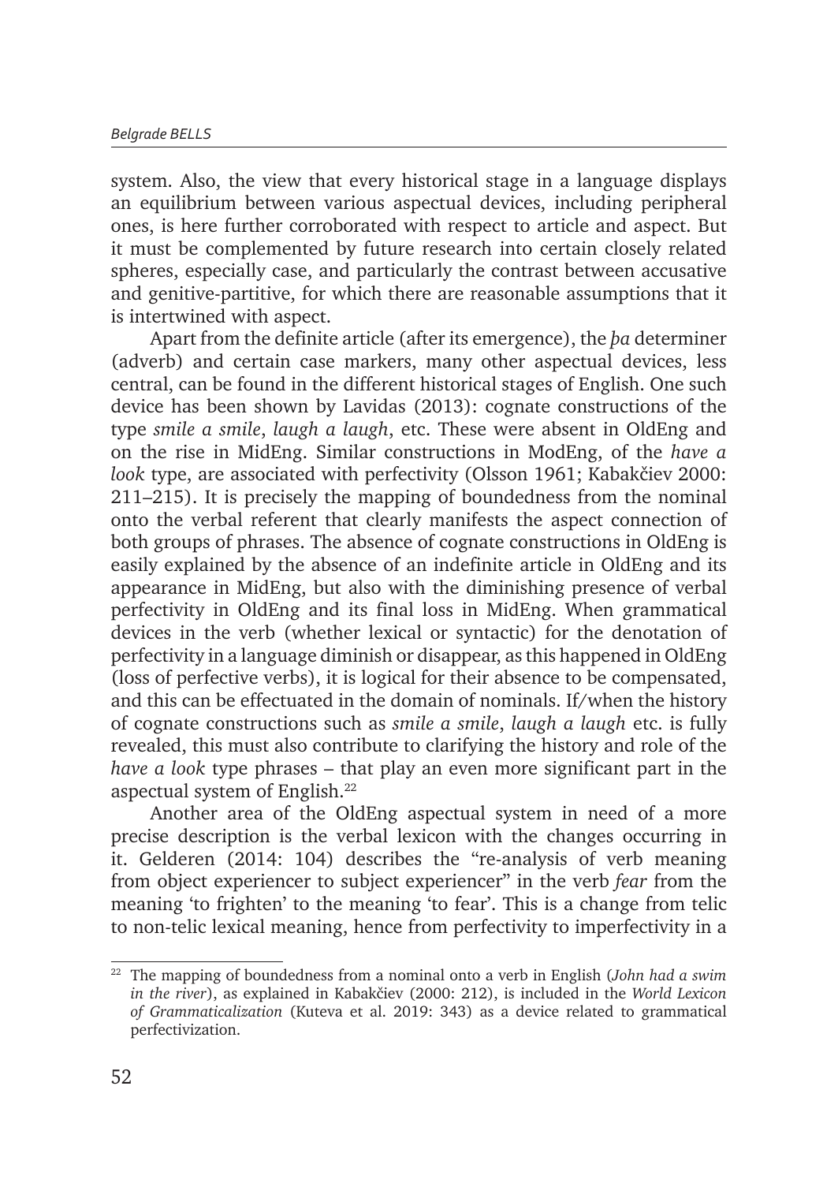system. Also, the view that every historical stage in a language displays an equilibrium between various aspectual devices, including peripheral ones, is here further corroborated with respect to article and aspect. But it must be complemented by future research into certain closely related spheres, especially case, and particularly the contrast between accusative and genitive-partitive, for which there are reasonable assumptions that it is intertwined with aspect.

Apart from the definite article (after its emergence), the *þa* determiner (adverb) and certain case markers, many other aspectual devices, less central, can be found in the different historical stages of English. One such device has been shown by Lavidas (2013): cognate constructions of the type *smile a smile*, *laugh a laugh*, etc. These were absent in OldEng and on the rise in MidEng. Similar constructions in ModEng, of the *have a look* type, are associated with perfectivity (Olsson 1961; Kabakčiev 2000: 211–215). It is precisely the mapping of boundedness from the nominal onto the verbal referent that clearly manifests the aspect connection of both groups of phrases. The absence of cognate constructions in OldEng is easily explained by the absence of an indefinite article in OldEng and its appearance in MidEng, but also with the diminishing presence of verbal perfectivity in OldEng and its final loss in MidEng. When grammatical devices in the verb (whether lexical or syntactic) for the denotation of perfectivity in a language diminish or disappear, as this happened in OldEng (loss of perfective verbs), it is logical for their absence to be compensated, and this can be effectuated in the domain of nominals. If/when the history of cognate constructions such as *smile a smile*, *laugh a laugh* etc. is fully revealed, this must also contribute to clarifying the history and role of the *have a look* type phrases – that play an even more significant part in the aspectual system of English.[22]

Another area of the OldEng aspectual system in need of a more precise description is the verbal lexicon with the changes occurring in it. Gelderen (2014: 104) describes the "re-analysis of verb meaning from object experiencer to subject experiencer" in the verb *fear* from the meaning 'to frighten' to the meaning 'to fear'. This is a change from telic to non-telic lexical meaning, hence from perfectivity to imperfectivity in a

[22] The mapping of boundedness from a nominal onto a verb in English (*John had a swim in the river*), as explained in Kabakčiev (2000: 212), is included in the *World Lexicon of Grammaticalization* (Kuteva et al. 2019: 343) as a device related to grammatical perfectivization.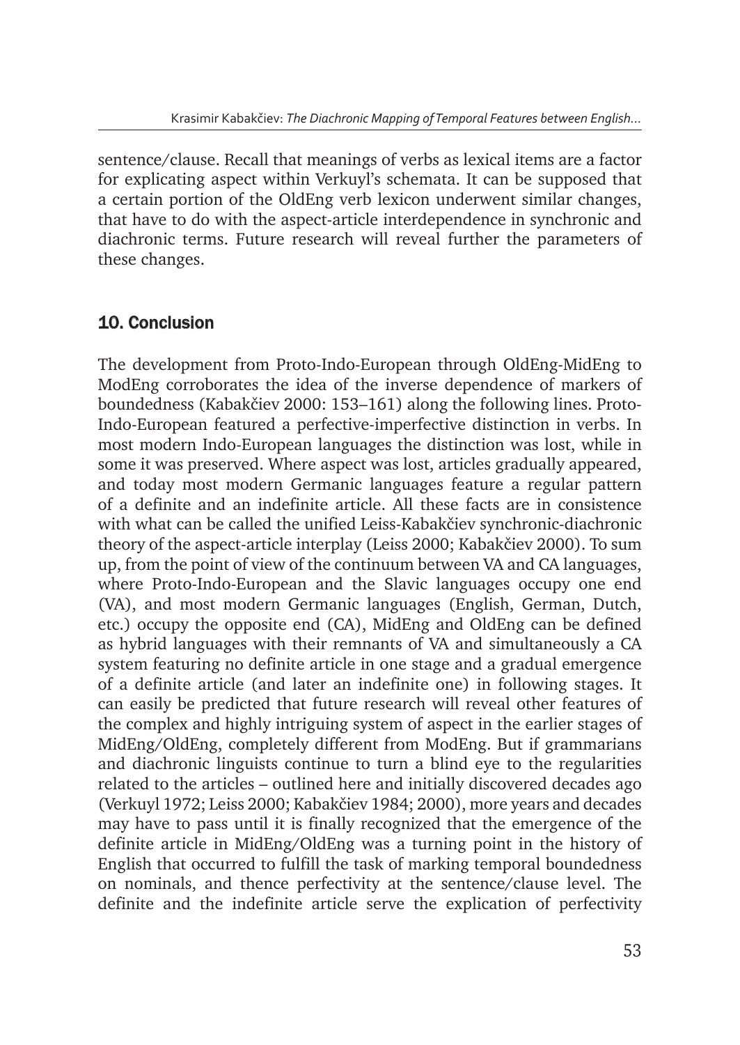sentence/clause. Recall that meanings of verbs as lexical items are a factor for explicating aspect within Verkuyl's schemata. It can be supposed that a certain portion of the OldEng verb lexicon underwent similar changes, that have to do with the aspect-article interdependence in synchronic and diachronic terms. Future research will reveal further the parameters of these changes.

## 10. Conclusion

The development from Proto-Indo-European through OldEng-MidEng to ModEng corroborates the idea of the inverse dependence of markers of boundedness (Kabakčiev 2000: 153–161) along the following lines. Proto-Indo-European featured a perfective-imperfective distinction in verbs. In most modern Indo-European languages the distinction was lost, while in some it was preserved. Where aspect was lost, articles gradually appeared, and today most modern Germanic languages feature a regular pattern of a definite and an indefinite article. All these facts are in consistence with what can be called the unified Leiss-Kabakčiev synchronic-diachronic theory of the aspect-article interplay (Leiss 2000; Kabakčiev 2000). To sum up, from the point of view of the continuum between VA and CA languages, where Proto-Indo-European and the Slavic languages occupy one end (VA), and most modern Germanic languages (English, German, Dutch, etc.) occupy the opposite end (CA), MidEng and OldEng can be defined as hybrid languages with their remnants of VA and simultaneously a CA system featuring no definite article in one stage and a gradual emergence of a definite article (and later an indefinite one) in following stages. It can easily be predicted that future research will reveal other features of the complex and highly intriguing system of aspect in the earlier stages of MidEng/OldEng, completely different from ModEng. But if grammarians and diachronic linguists continue to turn a blind eye to the regularities related to the articles – outlined here and initially discovered decades ago (Verkuyl 1972; Leiss 2000; Kabakčiev 1984; 2000), more years and decades may have to pass until it is finally recognized that the emergence of the definite article in MidEng/OldEng was a turning point in the history of English that occurred to fulfill the task of marking temporal boundedness on nominals, and thence perfectivity at the sentence/clause level. The definite and the indefinite article serve the explication of perfectivity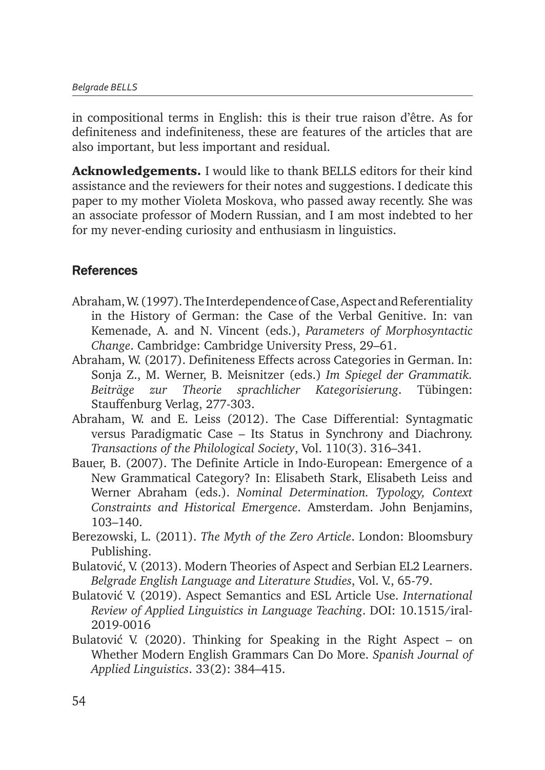in compositional terms in English: this is their true raison d'être. As for definiteness and indefiniteness, these are features of the articles that are also important, but less important and residual.

**Acknowledgements.** I would like to thank BELLS editors for their kind assistance and the reviewers for their notes and suggestions. I dedicate this paper to my mother Violeta Moskova, who passed away recently. She was an associate professor of Modern Russian, and I am most indebted to her for my never-ending curiosity and enthusiasm in linguistics.

## References

Abraham, W. (1997). The Interdependence of Case, Aspect and Referentiality in the History of German: the Case of the Verbal Genitive. In: van Kemenade, A. and N. Vincent (eds.), *Parameters of Morphosyntactic Change*. Cambridge: Cambridge University Press, 29–61.

Abraham, W. (2017). Definiteness Effects across Categories in German. In: Sonja Z., M. Werner, B. Meisnitzer (eds.) *Im Spiegel der Grammatik. Beiträge zur Theorie sprachlicher Kategorisierung*. Tübingen: Stauffenburg Verlag, 277-303.

Abraham, W. and E. Leiss (2012). The Case Differential: Syntagmatic versus Paradigmatic Case – Its Status in Synchrony and Diachrony. *Transactions of the Philological Society*, Vol. 110(3). 316–341.

Bauer, B. (2007). The Definite Article in Indo-European: Emergence of a New Grammatical Category? In: Elisabeth Stark, Elisabeth Leiss and Werner Abraham (eds.). *Nominal Determination. Typology, Context Constraints and Historical Emergence*. Amsterdam. John Benjamins, 103–140.

Berezowski, L. (2011). *The Myth of the Zero Article*. London: Bloomsbury Publishing.

Bulatović, V. (2013). Modern Theories of Aspect and Serbian EL2 Learners. *Belgrade English Language and Literature Studies*, Vol. V., 65-79.

Bulatović V. (2019). Aspect Semantics and ESL Article Use. *International Review of Applied Linguistics in Language Teaching*. DOI: 10.1515/iral-2019-0016

Bulatović V. (2020). Thinking for Speaking in the Right Aspect – on Whether Modern English Grammars Can Do More. *Spanish Journal of Applied Linguistics*. 33(2): 384–415.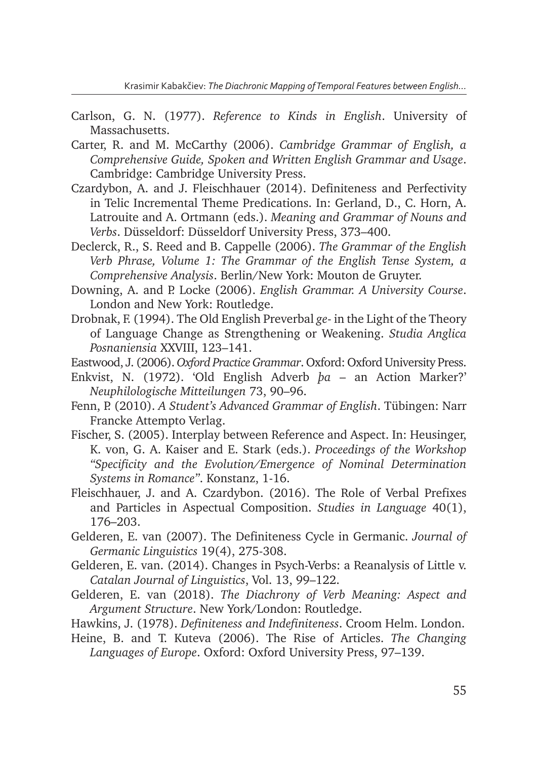Carlson, G. N. (1977). *Reference to Kinds in English*. University of Massachusetts.

Carter, R. and M. McCarthy (2006). *Cambridge Grammar of English, a Comprehensive Guide, Spoken and Written English Grammar and Usage*. Cambridge: Cambridge University Press.

Czardybon, A. and J. Fleischhauer (2014). Definiteness and Perfectivity in Telic Incremental Theme Predications. In: Gerland, D., C. Horn, A. Latrouite and A. Ortmann (eds.). *Meaning and Grammar of Nouns and Verbs*. Düsseldorf: Düsseldorf University Press, 373–400.

Declerck, R., S. Reed and B. Cappelle (2006). *The Grammar of the English Verb Phrase, Volume 1: The Grammar of the English Tense System, a Comprehensive Analysis*. Berlin/New York: Mouton de Gruyter.

Downing, A. and P. Locke (2006). *English Grammar. A University Course*. London and New York: Routledge.

Drobnak, F. (1994). The Old English Preverbal *ge-* in the Light of the Theory of Language Change as Strengthening or Weakening. *Studia Anglica Posnaniensia* XXVIII, 123–141.

Eastwood, J. (2006). *Oxford Practice Grammar*. Oxford: Oxford University Press.

Enkvist, N. (1972). 'Old English Adverb *þa* – an Action Marker?' *Neuphilologische Mitteilungen* 73, 90–96.

Fenn, P. (2010). *A Student's Advanced Grammar of English*. Tübingen: Narr Francke Attempto Verlag.

Fischer, S. (2005). Interplay between Reference and Aspect. In: Heusinger, K. von, G. A. Kaiser and E. Stark (eds.). *Proceedings of the Workshop "Specificity and the Evolution/Emergence of Nominal Determination Systems in Romance"*. Konstanz, 1-16.

Fleischhauer, J. and A. Czardybon. (2016). The Role of Verbal Prefixes and Particles in Aspectual Composition. *Studies in Language* 40(1), 176–203.

Gelderen, E. van (2007). The Definiteness Cycle in Germanic. *Journal of Germanic Linguistics* 19(4), 275-308.

Gelderen, E. van. (2014). Changes in Psych-Verbs: a Reanalysis of Little v. *Catalan Journal of Linguistics*, Vol. 13, 99–122.

Gelderen, E. van (2018). *The Diachrony of Verb Meaning: Aspect and Argument Structure*. New York/London: Routledge.

Hawkins, J. (1978). *Definiteness and Indefiniteness*. Croom Helm. London.

Heine, B. and T. Kuteva (2006). The Rise of Articles. *The Changing Languages of Europe*. Oxford: Oxford University Press, 97–139.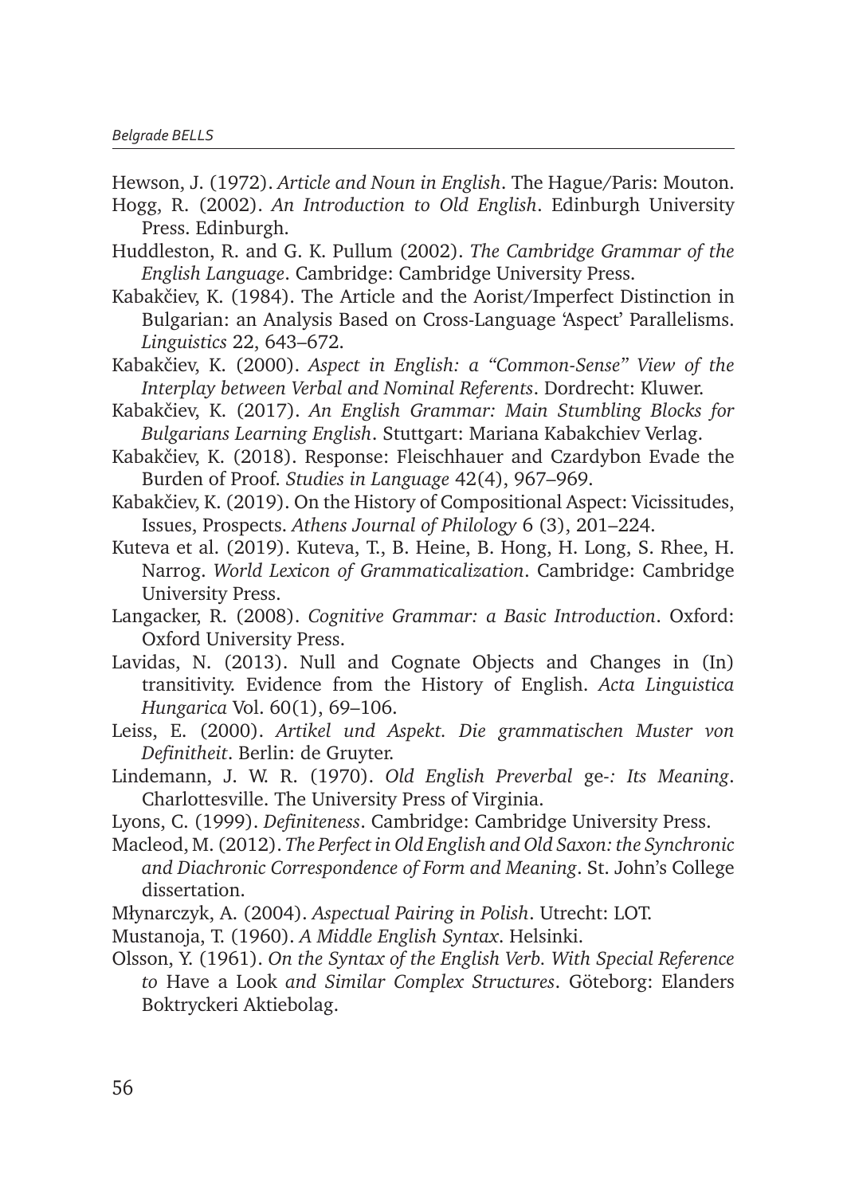Hewson, J. (1972). *Article and Noun in English*. The Hague/Paris: Mouton.

Hogg, R. (2002). *An Introduction to Old English*. Edinburgh University Press. Edinburgh.

Huddleston, R. and G. K. Pullum (2002). *The Cambridge Grammar of the English Language*. Cambridge: Cambridge University Press.

Kabakčiev, K. (1984). The Article and the Aorist/Imperfect Distinction in Bulgarian: an Analysis Based on Cross-Language 'Aspect' Parallelisms. *Linguistics* 22, 643–672.

Kabakčiev, K. (2000). *Aspect in English: a "Common-Sense" View of the Interplay between Verbal and Nominal Referents*. Dordrecht: Kluwer.

Kabakčiev, K. (2017). *An English Grammar: Main Stumbling Blocks for Bulgarians Learning English*. Stuttgart: Mariana Kabakchiev Verlag.

Kabakčiev, K. (2018). Response: Fleischhauer and Czardybon Evade the Burden of Proof. *Studies in Language* 42(4), 967–969.

Kabakčiev, K. (2019). On the History of Compositional Aspect: Vicissitudes, Issues, Prospects. *Athens Journal of Philology* 6 (3), 201–224.

Kuteva et al. (2019). Kuteva, T., B. Heine, B. Hong, H. Long, S. Rhee, H. Narrog. *World Lexicon of Grammaticalization*. Cambridge: Cambridge University Press.

Langacker, R. (2008). *Cognitive Grammar: a Basic Introduction*. Oxford: Oxford University Press.

Lavidas, N. (2013). Null and Cognate Objects and Changes in (In) transitivity. Evidence from the History of English. *Acta Linguistica Hungarica* Vol. 60(1), 69–106.

Leiss, E. (2000). *Artikel und Aspekt. Die grammatischen Muster von Definitheit*. Berlin: de Gruyter.

Lindemann, J. W. R. (1970). *Old English Preverbal* ge-*: Its Meaning*. Charlottesville. The University Press of Virginia.

Lyons, C. (1999). *Definiteness*. Cambridge: Cambridge University Press.

Macleod, M. (2012). *The Perfect in Old English and Old Saxon: the Synchronic and Diachronic Correspondence of Form and Meaning*. St. John's College dissertation.

Młynarczyk, A. (2004). *Aspectual Pairing in Polish*. Utrecht: LOT.

Mustanoja, T. (1960). *A Middle English Syntax*. Helsinki.

Olsson, Y. (1961). *On the Syntax of the English Verb. With Special Reference to* Have a Look *and Similar Complex Structures*. Göteborg: Elanders Boktryckeri Aktiebolag.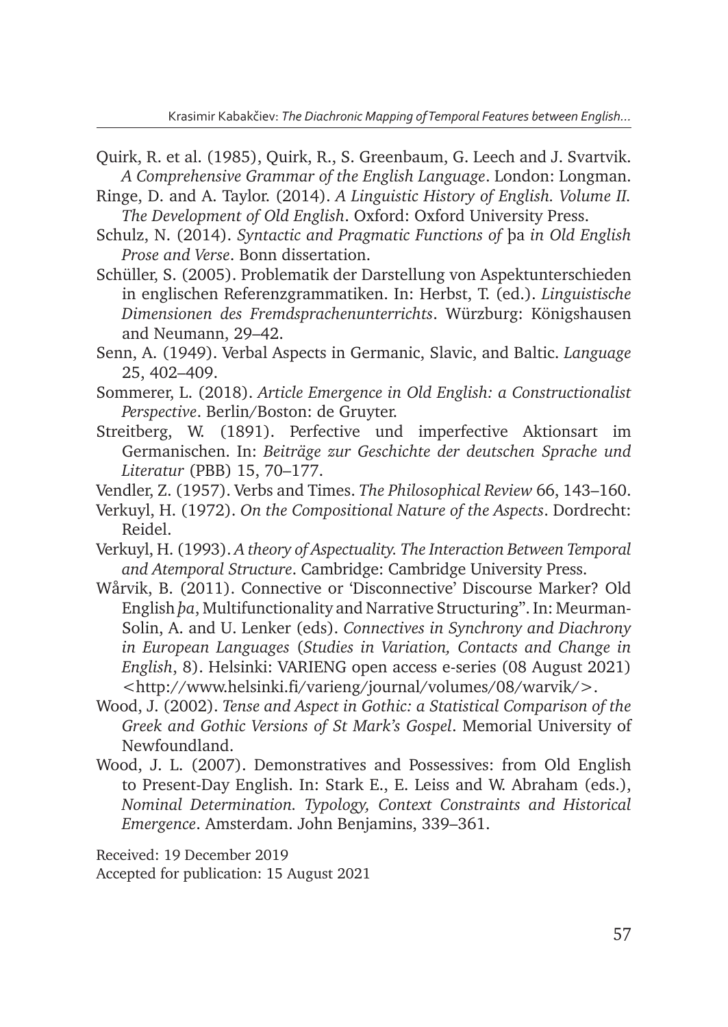Quirk, R. et al. (1985), Quirk, R., S. Greenbaum, G. Leech and J. Svartvik. *A Comprehensive Grammar of the English Language*. London: Longman.

Ringe, D. and A. Taylor. (2014). *A Linguistic History of English. Volume II. The Development of Old English*. Oxford: Oxford University Press.

Schulz, N. (2014). *Syntactic and Pragmatic Functions of* þa *in Old English Prose and Verse*. Bonn dissertation.

Schüller, S. (2005). Problematik der Darstellung von Aspektunterschieden in englischen Referenzgrammatiken. In: Herbst, T. (ed.). *Linguistische Dimensionen des Fremdsprachenunterrichts*. Würzburg: Königshausen and Neumann, 29–42.

Senn, A. (1949). Verbal Aspects in Germanic, Slavic, and Baltic. *Language* 25, 402–409.

Sommerer, L. (2018). *Article Emergence in Old English: a Constructionalist Perspective*. Berlin/Boston: de Gruyter.

Streitberg, W. (1891). Perfective und imperfective Aktionsart im Germanischen. In: *Beiträge zur Geschichte der deutschen Sprache und Literatur* (PBB) 15, 70–177.

Vendler, Z. (1957). Verbs and Times. *The Philosophical Review* 66, 143–160.

Verkuyl, H. (1972). *On the Compositional Nature of the Aspects*. Dordrecht: Reidel.

Verkuyl, H. (1993). *A theory of Aspectuality. The Interaction Between Temporal and Atemporal Structure*. Cambridge: Cambridge University Press.

Wårvik, B. (2011). Connective or 'Disconnective' Discourse Marker? Old English *þa*, Multifunctionality and Narrative Structuring". In: Meurman-Solin, A. and U. Lenker (eds). *Connectives in Synchrony and Diachrony in European Languages* (*Studies in Variation, Contacts and Change in English*, 8). Helsinki: VARIENG open access e-series (08 August 2021) <http://www.helsinki.fi/varieng/journal/volumes/08/warvik/>.

Wood, J. (2002). *Tense and Aspect in Gothic: a Statistical Comparison of the Greek and Gothic Versions of St Mark's Gospel*. Memorial University of Newfoundland.

Wood, J. L. (2007). Demonstratives and Possessives: from Old English to Present-Day English. In: Stark E., E. Leiss and W. Abraham (eds.), *Nominal Determination. Typology, Context Constraints and Historical Emergence*. Amsterdam. John Benjamins, 339–361.

Received: 19 December 2019
Accepted for publication: 15 August 2021